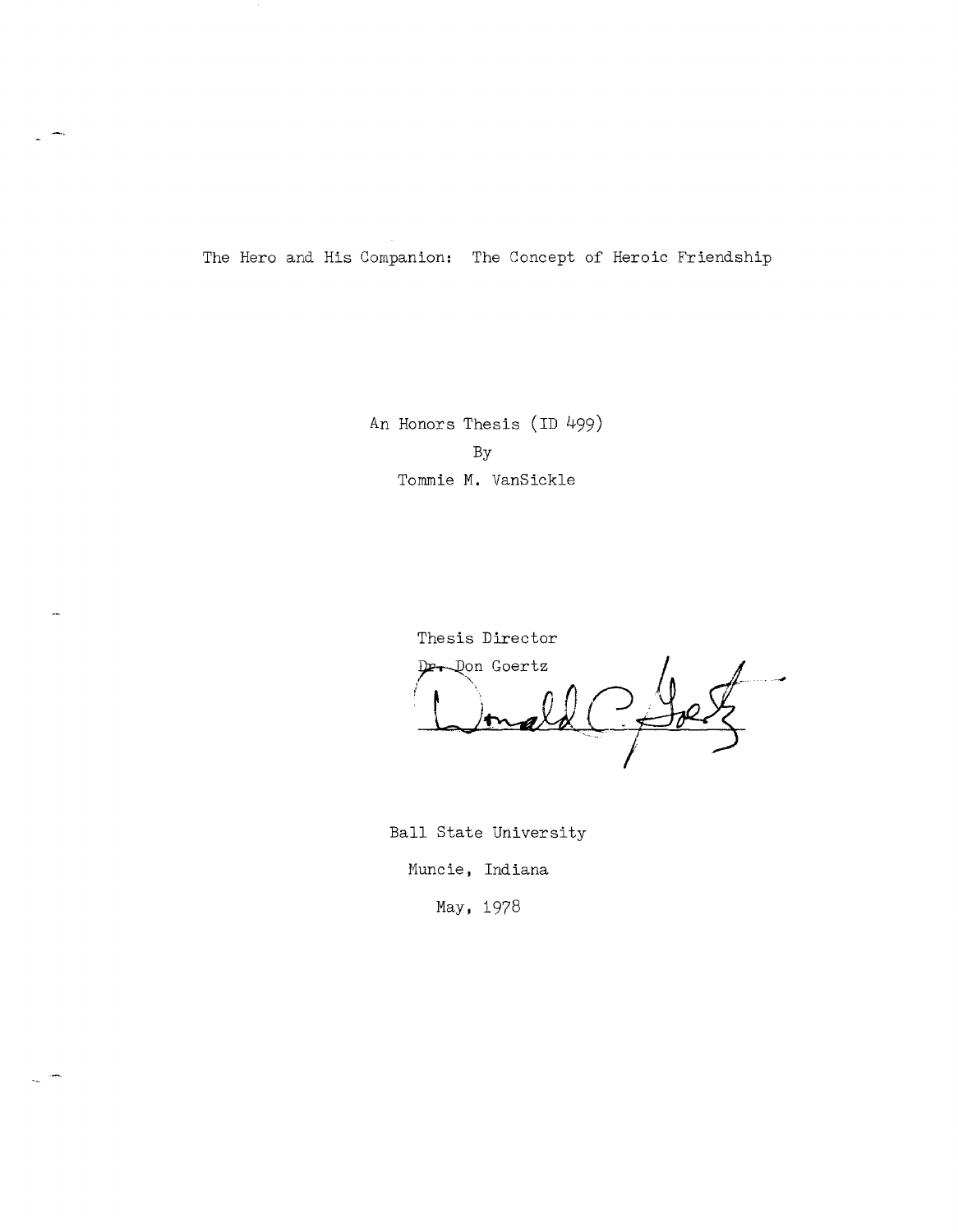# The Hero and His Companion: The Concept of Heroic Friendship

An Honors Thesis (ID 499)

By

Tommie M. VanSickle

Thesis Director

Dr. Don Goertz

Ball State University

Muncie, Indiana

May, 1978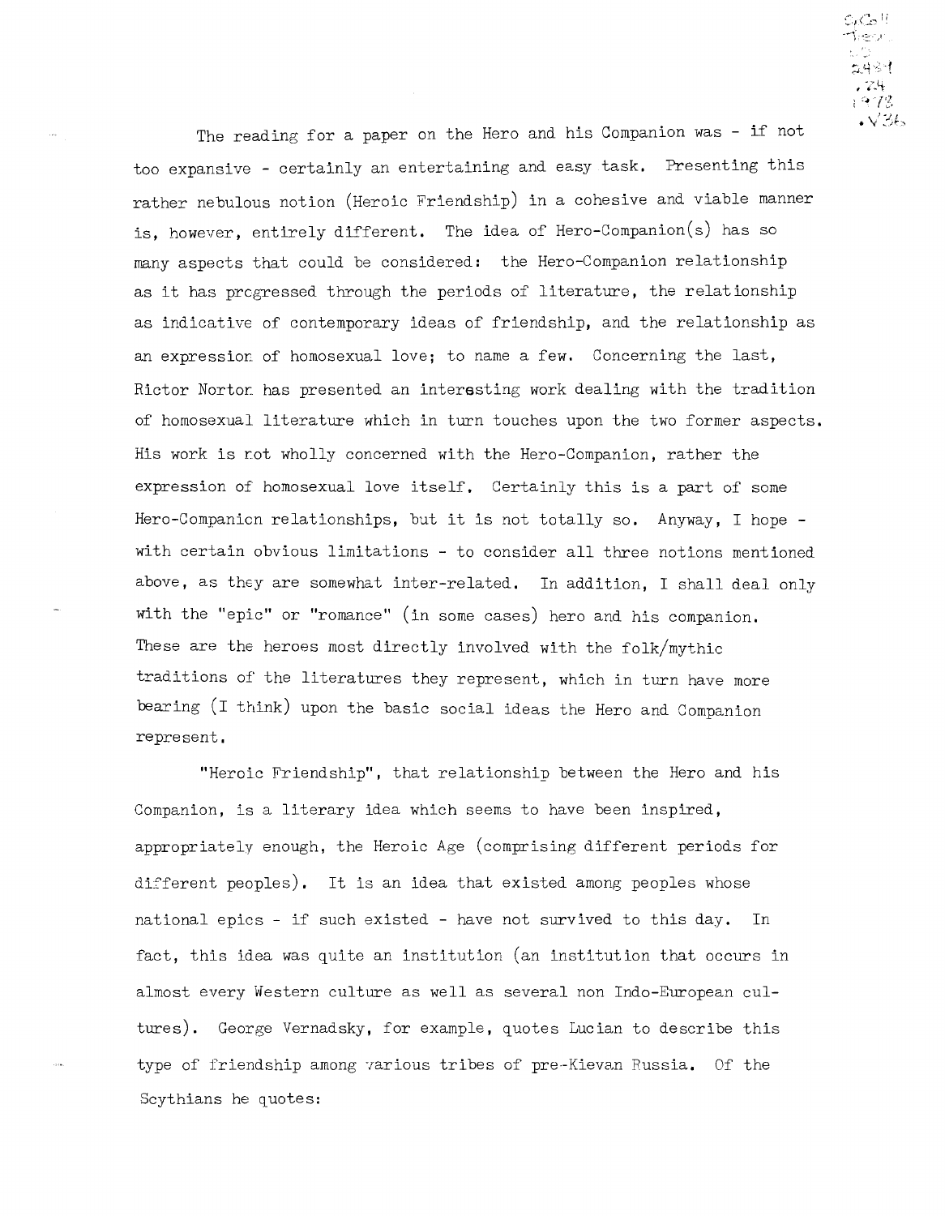The reading for a paper on the Hero and his Companion was - if not too expansive - certainly an entertaining and easy task. Presenting this rather nebulous notion (Heroic Friendship) in a cohesive and viable manner is, however, entirely different. The idea of Hero-Companion(s) has so many aspects that could be considered: the Hero-Companion relationship as it has progressed through the periods of literature, the relationship as indicative of contemporary ideas of friendship, and the relationship as an expression of homosexual love; to name a few. Concerning the last, Rictor Norton has presented an interesting work dealing with the tradition of homosexual literature which in turn touches upon the two former aspects. His work is not wholly concerned with the Hero-Companion, rather the expression of homosexual love itself. Certainly this is a part of some Hero-Companion relationships, but it is not totally so. Anyway, I hope - with certain obvious limitations - to consider all three notions mentioned above, as they are somewhat inter-related. In addition, I shall deal only with the "epic" or "romance" (in some cases) hero and his companion. These are the heroes most directly involved with the folk/mythic traditions of the literatures they represent, which in turn have more bearing (I think) upon the basic social ideas the Hero and Companion represent.

"Heroic Friendship", that relationship between the Hero and his Companion, is a literary idea which seems to have been inspired, appropriately enough, the Heroic Age (comprising different periods for different peoples). It is an idea that existed among peoples whose national epics - if such existed - have not survived to this day. In fact, this idea was quite an institution (an institution that occurs in almost every Western culture as well as several non Indo-European cultures). George Vernadsky, for example, quotes Lucian to describe this type of friendship among various tribes of pre-Kievan Russia. Of the Scythians he quotes: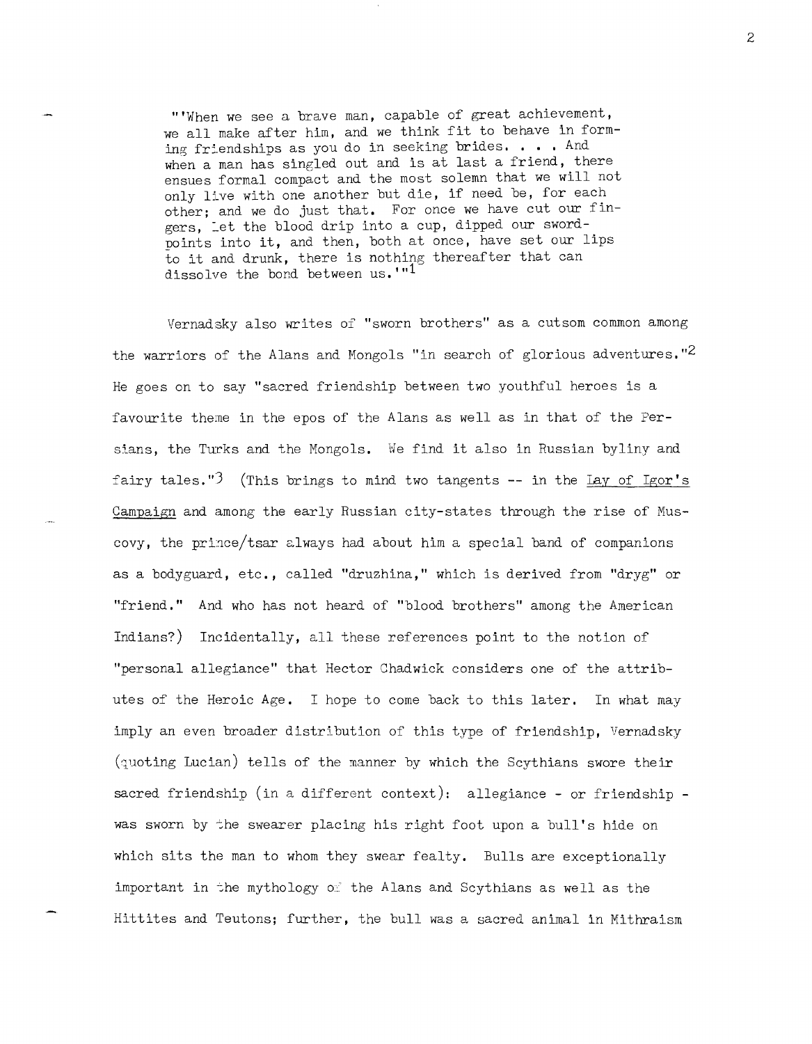"'When we see a brave man, capable of great achievement, we all make after him, and we think fit to behave in forming friendships as you do in seeking brides. . . . And when a man has singled out and is at last a friend, there ensues formal compact and the most solemn that we will not only live with one another but die, if need be, for each other; and we do just that. For once we have cut our fingers, let the blood drip into a cup, dipped our sword-points into it, and then, both at once, have set our lips to it and drunk, there is nothing thereafter that can dissolve the bond between us.'"[1]

Vernadsky also writes of "sworn brothers" as a cutsom common among the warriors of the Alans and Mongols "in search of glorious adventures."[2] He goes on to say "sacred friendship between two youthful heroes is a favourite theme in the epos of the Alans as well as in that of the Persians, the Turks and the Mongols. We find it also in Russian byliny and fairy tales."[3] (This brings to mind two tangents -- in the Lay of Igor's Campaign and among the early Russian city-states through the rise of Muscovy, the prince/tsar always had about him a special band of companions as a bodyguard, etc., called "druzhina," which is derived from "dryg" or "friend." And who has not heard of "blood brothers" among the American Indians?) Incidentally, all these references point to the notion of "personal allegiance" that Hector Chadwick considers one of the attributes of the Heroic Age. I hope to come back to this later. In what may imply an even broader distribution of this type of friendship, Vernadsky (quoting Lucian) tells of the manner by which the Scythians swore their sacred friendship (in a different context): allegiance - or friendship - was sworn by the swearer placing his right foot upon a bull's hide on which sits the man to whom they swear fealty. Bulls are exceptionally important in the mythology of the Alans and Scythians as well as the Hittites and Teutons; further, the bull was a sacred animal in Mithraism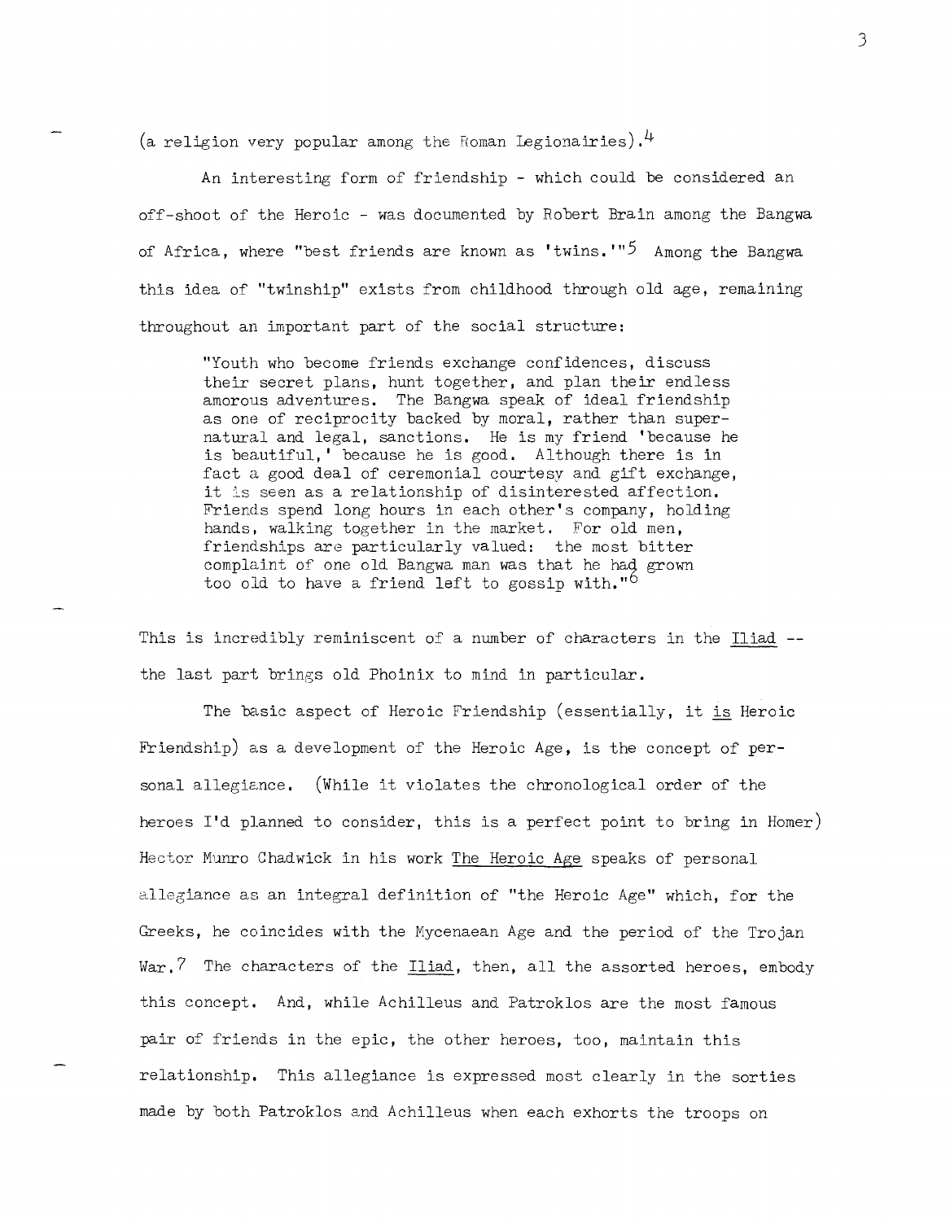(a religion very popular among the Roman Legionairies).[4]

An interesting form of friendship - which could be considered an off-shoot of the Heroic - was documented by Robert Brain among the Bangwa of Africa, where "best friends are known as 'twins.'"[5] Among the Bangwa this idea of "twinship" exists from childhood through old age, remaining throughout an important part of the social structure:

> "Youth who become friends exchange confidences, discuss their secret plans, hunt together, and plan their endless amorous adventures. The Bangwa speak of ideal friendship as one of reciprocity backed by moral, rather than supernatural and legal, sanctions. He is my friend 'because he is beautiful,' because he is good. Although there is in fact a good deal of ceremonial courtesy and gift exchange, it is seen as a relationship of disinterested affection. Friends spend long hours in each other's company, holding hands, walking together in the market. For old men, friendships are particularly valued: the most bitter complaint of one old Bangwa man was that he had grown too old to have a friend left to gossip with."[6]

This is incredibly reminiscent of a number of characters in the Iliad -- the last part brings old Phoinix to mind in particular.

The basic aspect of Heroic Friendship (essentially, it is Heroic Friendship) as a development of the Heroic Age, is the concept of personal allegiance. (While it violates the chronological order of the heroes I'd planned to consider, this is a perfect point to bring in Homer) Hector Munro Chadwick in his work The Heroic Age speaks of personal allegiance as an integral definition of "the Heroic Age" which, for the Greeks, he coincides with the Mycenaean Age and the period of the Trojan War.[7] The characters of the Iliad, then, all the assorted heroes, embody this concept. And, while Achilleus and Patroklos are the most famous pair of friends in the epic, the other heroes, too, maintain this relationship. This allegiance is expressed most clearly in the sorties made by both Patroklos and Achilleus when each exhorts the troops on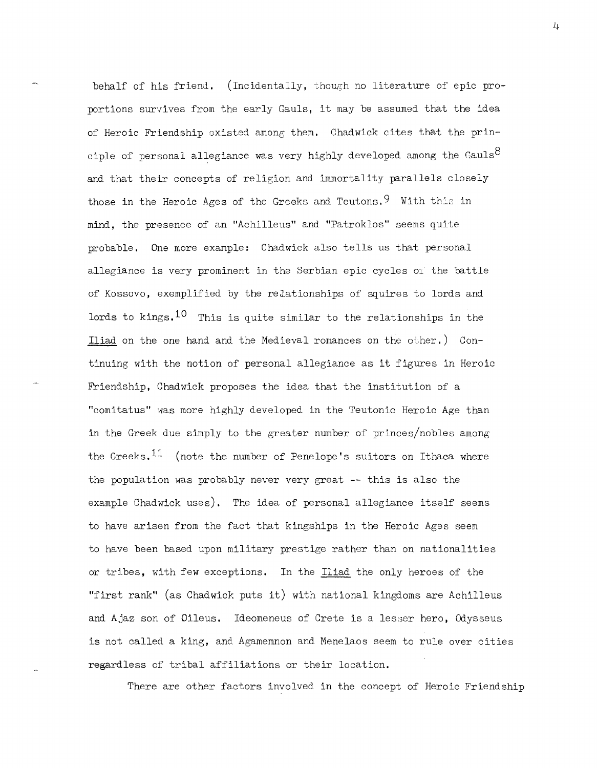behalf of his friend. (Incidentally, though no literature of epic proportions survives from the early Gauls, it may be assumed that the idea of Heroic Friendship existed among them. Chadwick cites that the principle of personal allegiance was very highly developed among the Gauls[8] and that their concepts of religion and immortality parallels closely those in the Heroic Ages of the Greeks and Teutons.[9] With this in mind, the presence of an "Achilleus" and "Patroklos" seems quite probable. One more example: Chadwick also tells us that personal allegiance is very prominent in the Serbian epic cycles of the battle of Kossovo, exemplified by the relationships of squires to lords and lords to kings.[10] This is quite similar to the relationships in the _Iliad_ on the one hand and the Medieval romances on the other.) Continuing with the notion of personal allegiance as it figures in Heroic Friendship, Chadwick proposes the idea that the institution of a "comitatus" was more highly developed in the Teutonic Heroic Age than in the Greek due simply to the greater number of princes/nobles among the Greeks.[11] (note the number of Penelope's suitors on Ithaca where the population was probably never very great -- this is also the example Chadwick uses). The idea of personal allegiance itself seems to have arisen from the fact that kingships in the Heroic Ages seem to have been based upon military prestige rather than on nationalities or tribes, with few exceptions. In the _Iliad_ the only heroes of the "first rank" (as Chadwick puts it) with national kingdoms are Achilleus and Ajaz son of Oileus. Ideomeneus of Crete is a lesser hero, Odysseus is not called a king, and Agamemnon and Menelaos seem to rule over cities regardless of tribal affiliations or their location.

There are other factors involved in the concept of Heroic Friendship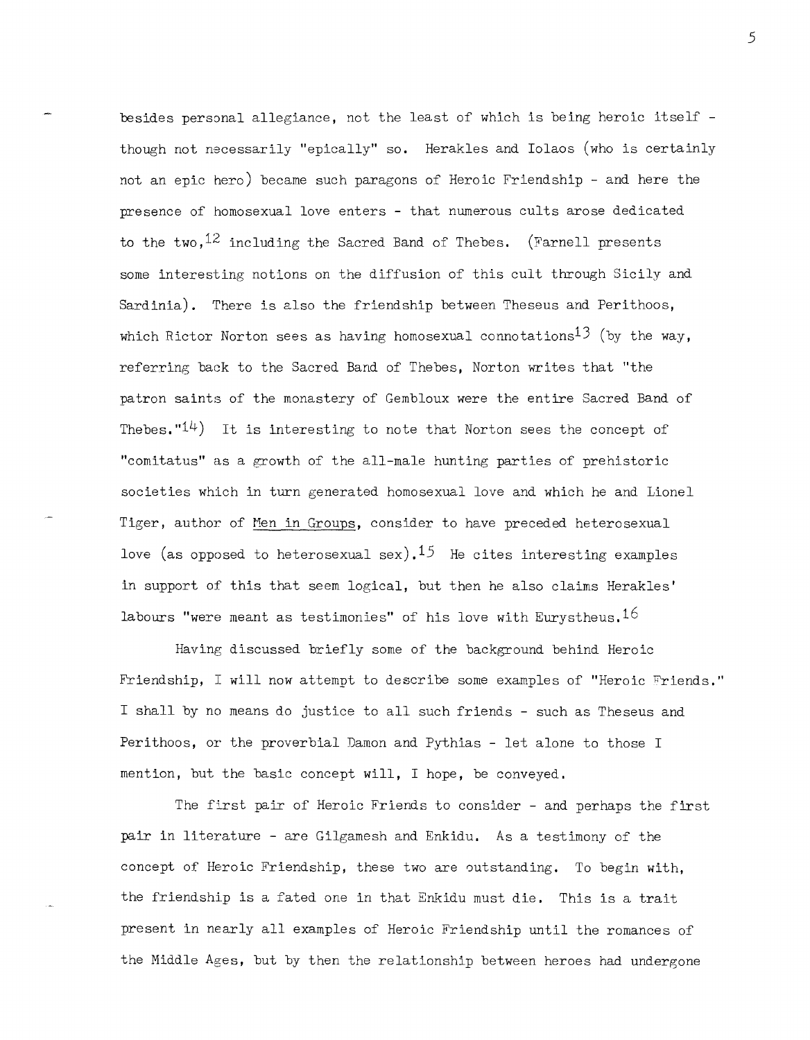besides personal allegiance, not the least of which is being heroic itself - though not necessarily "epically" so. Herakles and Iolaos (who is certainly not an epic hero) became such paragons of Heroic Friendship - and here the presence of homosexual love enters - that numerous cults arose dedicated to the two,[12] including the Sacred Band of Thebes. (Farnell presents some interesting notions on the diffusion of this cult through Sicily and Sardinia). There is also the friendship between Theseus and Perithoos, which Rictor Norton sees as having homosexual connotations[13] (by the way, referring back to the Sacred Band of Thebes, Norton writes that "the patron saints of the monastery of Gembloux were the entire Sacred Band of Thebes."[14]) It is interesting to note that Norton sees the concept of "comitatus" as a growth of the all-male hunting parties of prehistoric societies which in turn generated homosexual love and which he and Lionel Tiger, author of <u>Men in Groups</u>, consider to have preceded heterosexual love (as opposed to heterosexual sex).[15] He cites interesting examples in support of this that seem logical, but then he also claims Herakles' labours "were meant as testimonies" of his love with Eurystheus.[16]

Having discussed briefly some of the background behind Heroic Friendship, I will now attempt to describe some examples of "Heroic Friends." I shall by no means do justice to all such friends - such as Theseus and Perithoos, or the proverbial Damon and Pythias - let alone to those I mention, but the basic concept will, I hope, be conveyed.

The first pair of Heroic Friends to consider - and perhaps the first pair in literature - are Gilgamesh and Enkidu. As a testimony of the concept of Heroic Friendship, these two are outstanding. To begin with, the friendship is a fated one in that Enkidu must die. This is a trait present in nearly all examples of Heroic Friendship until the romances of the Middle Ages, but by then the relationship between heroes had undergone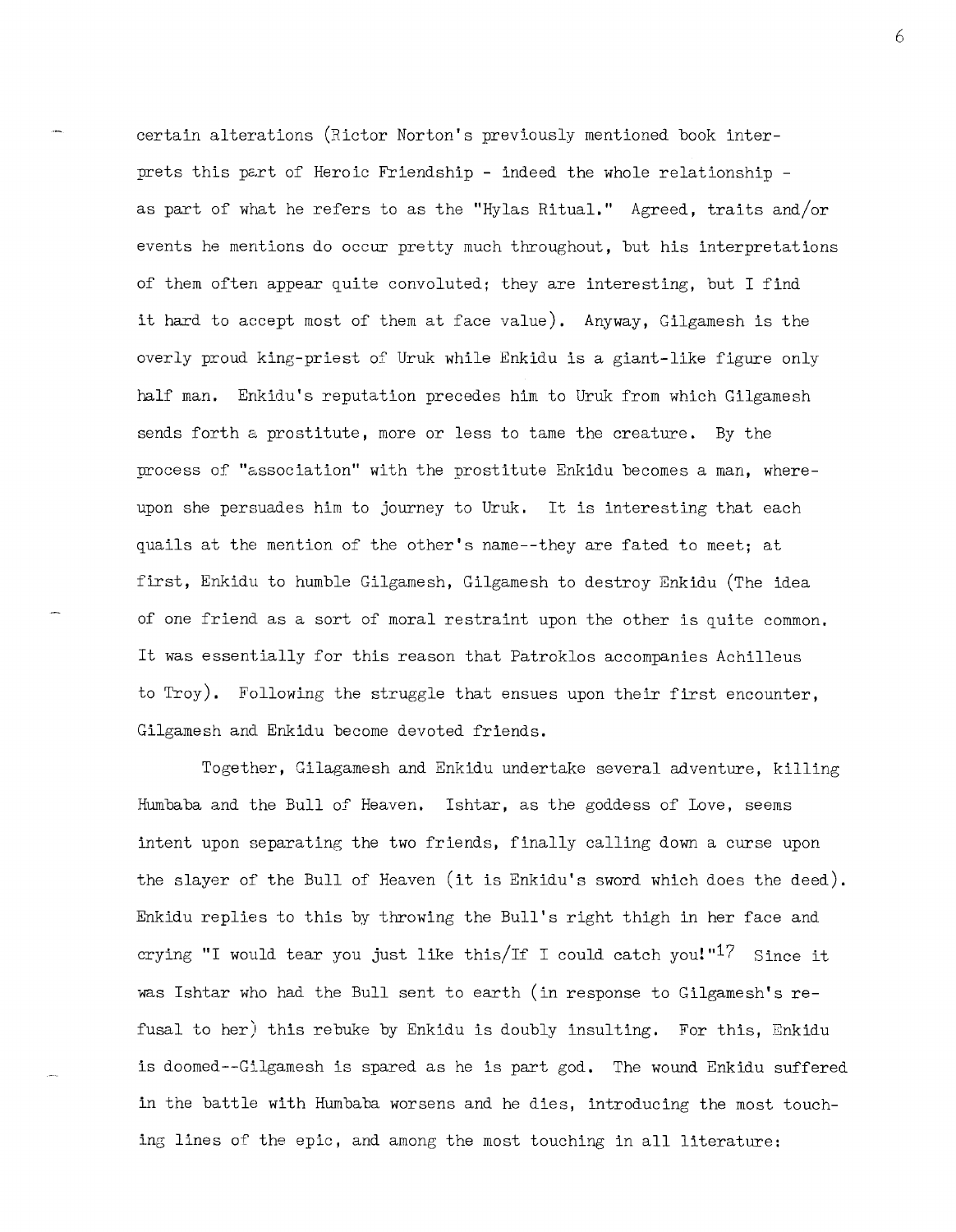certain alterations (Rictor Norton's previously mentioned book interprets this part of Heroic Friendship - indeed the whole relationship - as part of what he refers to as the "Hylas Ritual." Agreed, traits and/or events he mentions do occur pretty much throughout, but his interpretations of them often appear quite convoluted; they are interesting, but I find it hard to accept most of them at face value). Anyway, Gilgamesh is the overly proud king-priest of Uruk while Enkidu is a giant-like figure only half man. Enkidu's reputation precedes him to Uruk from which Gilgamesh sends forth a prostitute, more or less to tame the creature. By the process of "association" with the prostitute Enkidu becomes a man, whereupon she persuades him to journey to Uruk. It is interesting that each quails at the mention of the other's name--they are fated to meet; at first, Enkidu to humble Gilgamesh, Gilgamesh to destroy Enkidu (The idea of one friend as a sort of moral restraint upon the other is quite common. It was essentially for this reason that Patroklos accompanies Achilleus to Troy). Following the struggle that ensues upon their first encounter, Gilgamesh and Enkidu become devoted friends.

Together, Gilagamesh and Enkidu undertake several adventure, killing Humbaba and the Bull of Heaven. Ishtar, as the goddess of Love, seems intent upon separating the two friends, finally calling down a curse upon the slayer of the Bull of Heaven (it is Enkidu's sword which does the deed). Enkidu replies to this by throwing the Bull's right thigh in her face and crying "I would tear you just like this/If I could catch you!"[17] Since it was Ishtar who had the Bull sent to earth (in response to Gilgamesh's refusal to her) this rebuke by Enkidu is doubly insulting. For this, Enkidu is doomed--Gilgamesh is spared as he is part god. The wound Enkidu suffered in the battle with Humbaba worsens and he dies, introducing the most touching lines of the epic, and among the most touching in all literature: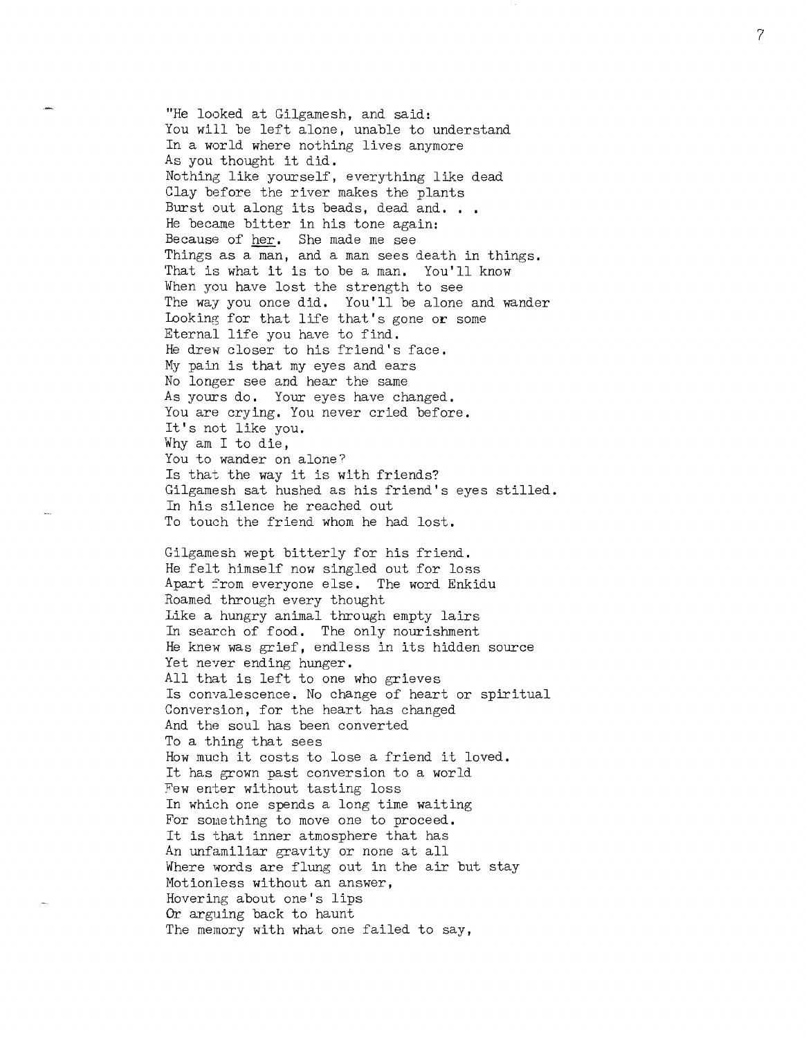"He looked at Gilgamesh, and said:
You will be left alone, unable to understand
In a world where nothing lives anymore
As you thought it did.
Nothing like yourself, everything like dead
Clay before the river makes the plants
Burst out along its beads, dead and. . .
He became bitter in his tone again:
Because of <u>her</u>. She made me see
Things as a man, and a man sees death in things.
That is what it is to be a man. You'll know
When you have lost the strength to see
The way you once did. You'll be alone and wander
Looking for that life that's gone or some
Eternal life you have to find.
He drew closer to his friend's face.
My pain is that my eyes and ears
No longer see and hear the same
As yours do. Your eyes have changed.
You are crying. You never cried before.
It's not like you.
Why am I to die,
You to wander on alone?
Is that the way it is with friends?
Gilgamesh sat hushed as his friend's eyes stilled.
In his silence he reached out
To touch the friend whom he had lost.

Gilgamesh wept bitterly for his friend.
He felt himself now singled out for loss
Apart from everyone else. The word Enkidu
Roamed through every thought
Like a hungry animal through empty lairs
In search of food. The only nourishment
He knew was grief, endless in its hidden source
Yet never ending hunger.
All that is left to one who grieves
Is convalescence. No change of heart or spiritual
Conversion, for the heart has changed
And the soul has been converted
To a thing that sees
How much it costs to lose a friend it loved.
It has grown past conversion to a world
Few enter without tasting loss
In which one spends a long time waiting
For something to move one to proceed.
It is that inner atmosphere that has
An unfamiliar gravity or none at all
Where words are flung out in the air but stay
Motionless without an answer,
Hovering about one's lips
Or arguing back to haunt
The memory with what one failed to say,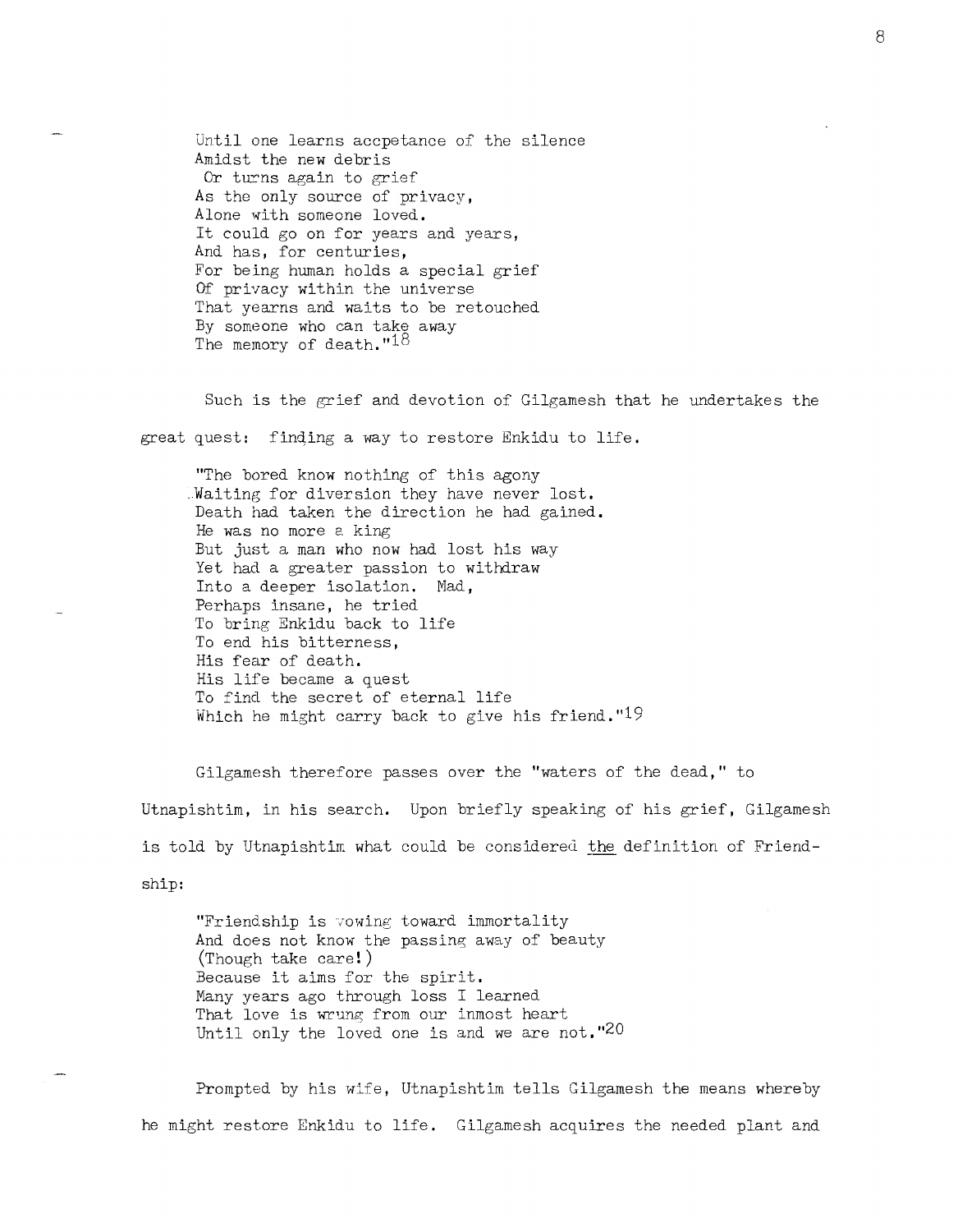Until one learns accpetance of the silence  
Amidst the new debris  
Or turns again to grief  
As the only source of privacy,  
Alone with someone loved.  
It could go on for years and years,  
And has, for centuries,  
For being human holds a special grief  
Of privacy within the universe  
That yearns and waits to be retouched  
By someone who can take away  
The memory of death."[18]

Such is the grief and devotion of Gilgamesh that he undertakes the great quest: finding a way to restore Enkidu to life.

"The bored know nothing of this agony  
Waiting for diversion they have never lost.  
Death had taken the direction he had gained.  
He was no more a king  
But just a man who now had lost his way  
Yet had a greater passion to withdraw  
Into a deeper isolation. Mad,  
Perhaps insane, he tried  
To bring Enkidu back to life  
To end his bitterness,  
His fear of death.  
His life became a quest  
To find the secret of eternal life  
Which he might carry back to give his friend."[19]

Gilgamesh therefore passes over the "waters of the dead," to Utnapishtim, in his search. Upon briefly speaking of his grief, Gilgamesh is told by Utnapishtim what could be considered <u>the</u> definition of Friendship:

"Friendship is vowing toward immortality  
And does not know the passing away of beauty  
(Though take care!)  
Because it aims for the spirit.  
Many years ago through loss I learned  
That love is wrung from our inmost heart  
Until only the loved one is and we are not."[20]

Prompted by his wife, Utnapishtim tells Gilgamesh the means whereby he might restore Enkidu to life. Gilgamesh acquires the needed plant and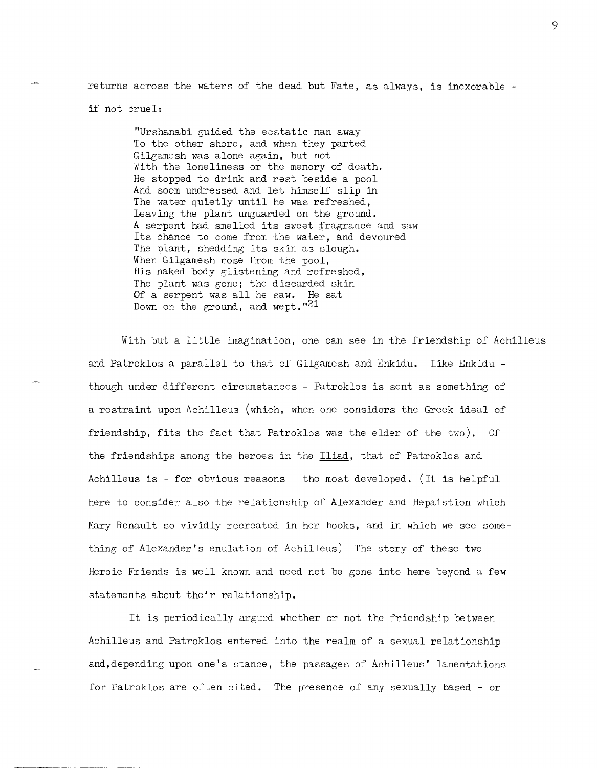returns across the waters of the dead but Fate, as always, is inexorable - if not cruel:

> "Urshanabi guided the ecstatic man away
> To the other shore, and when they parted
> Gilgamesh was alone again, but not
> With the loneliness or the memory of death.
> He stopped to drink and rest beside a pool
> And soom undressed and let himself slip in
> The water quietly until he was refreshed,
> Leaving the plant unguarded on the ground.
> A serpent had smelled its sweet fragrance and saw
> Its chance to come from the water, and devoured
> The plant, shedding its skin as slough.
> When Gilgamesh rose from the pool,
> His naked body glistening and refreshed,
> The plant was gone; the discarded skin
> Of a serpent was all he saw. He sat
> Down on the ground, and wept."[21]

With but a little imagination, one can see in the friendship of Achilleus and Patroklos a parallel to that of Gilgamesh and Enkidu. Like Enkidu - though under different circumstances - Patroklos is sent as something of a restraint upon Achilleus (which, when one considers the Greek ideal of friendship, fits the fact that Patroklos was the elder of the two). Of the friendships among the heroes in the _Iliad_, that of Patroklos and Achilleus is - for obvious reasons - the most developed. (It is helpful here to consider also the relationship of Alexander and Hepaistion which Mary Renault so vividly recreated in her books, and in which we see something of Alexander's emulation of Achilleus) The story of these two Heroic Friends is well known and need not be gone into here beyond a few statements about their relationship.

It is periodically argued whether or not the friendship between Achilleus and Patroklos entered into the realm of a sexual relationship and,depending upon one's stance, the passages of Achilleus' lamentations for Patroklos are often cited. The presence of any sexually based - or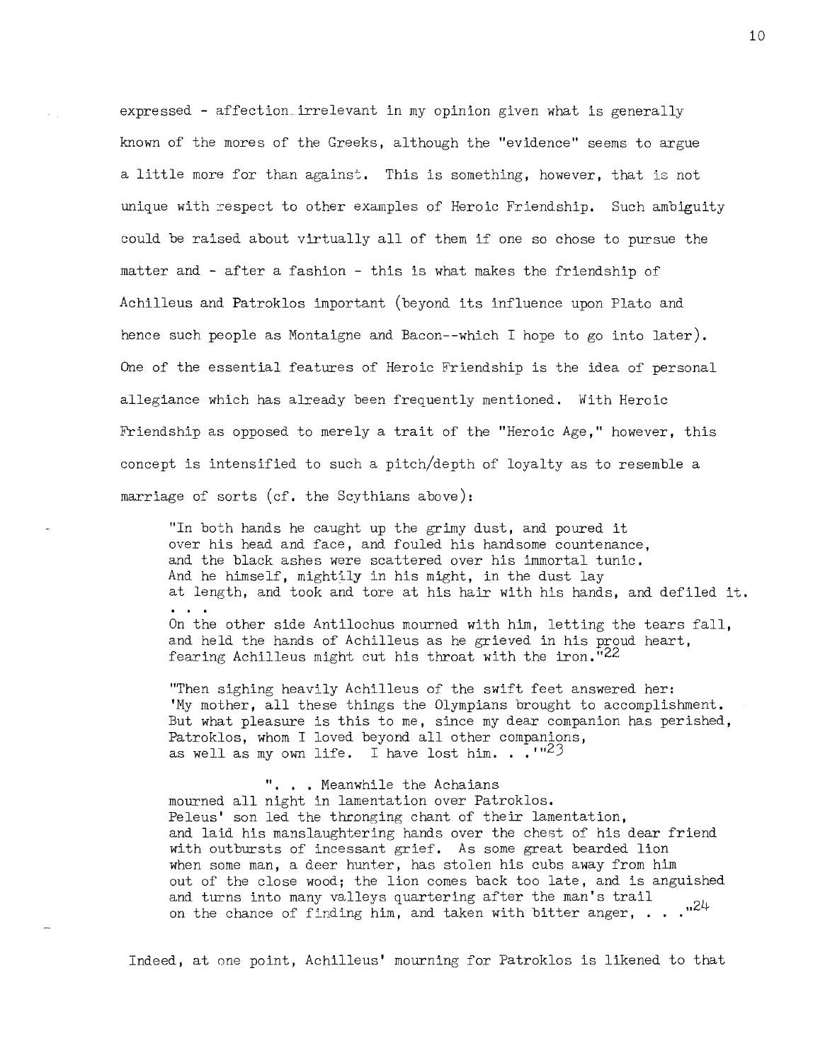expressed - affection irrelevant in my opinion given what is generally known of the mores of the Greeks, although the "evidence" seems to argue a little more for than against. This is something, however, that is not unique with respect to other examples of Heroic Friendship. Such ambiguity could be raised about virtually all of them if one so chose to pursue the matter and - after a fashion - this is what makes the friendship of Achilleus and Patroklos important (beyond its influence upon Plato and hence such people as Montaigne and Bacon--which I hope to go into later). One of the essential features of Heroic Friendship is the idea of personal allegiance which has already been frequently mentioned. With Heroic Friendship as opposed to merely a trait of the "Heroic Age," however, this concept is intensified to such a pitch/depth of loyalty as to resemble a marriage of sorts (cf. the Scythians above):

> "In both hands he caught up the grimy dust, and poured it
> over his head and face, and fouled his handsome countenance,
> and the black ashes were scattered over his immortal tunic.
> And he himself, mightily in his might, in the dust lay
> at length, and took and tore at his hair with his hands, and defiled it.
> . . .
> On the other side Antilochus mourned with him, letting the tears fall,
> and held the hands of Achilleus as he grieved in his proud heart,
> fearing Achilleus might cut his throat with the iron."[22]

> "Then sighing heavily Achilleus of the swift feet answered her:
> 'My mother, all these things the Olympians brought to accomplishment.
> But what pleasure is this to me, since my dear companion has perished,
> Patroklos, whom I loved beyond all other companions,
> as well as my own life. I have lost him. . .'"[23]

> ". . . Meanwhile the Achaians
> mourned all night in lamentation over Patroklos.
> Peleus' son led the thronging chant of their lamentation,
> and laid his manslaughtering hands over the chest of his dear friend
> with outbursts of incessant grief. As some great bearded lion
> when some man, a deer hunter, has stolen his cubs away from him
> out of the close wood; the lion comes back too late, and is anguished
> and turns into many valleys quartering after the man's trail
> on the chance of finding him, and taken with bitter anger, . . ."[24]

Indeed, at one point, Achilleus' mourning for Patroklos is likened to that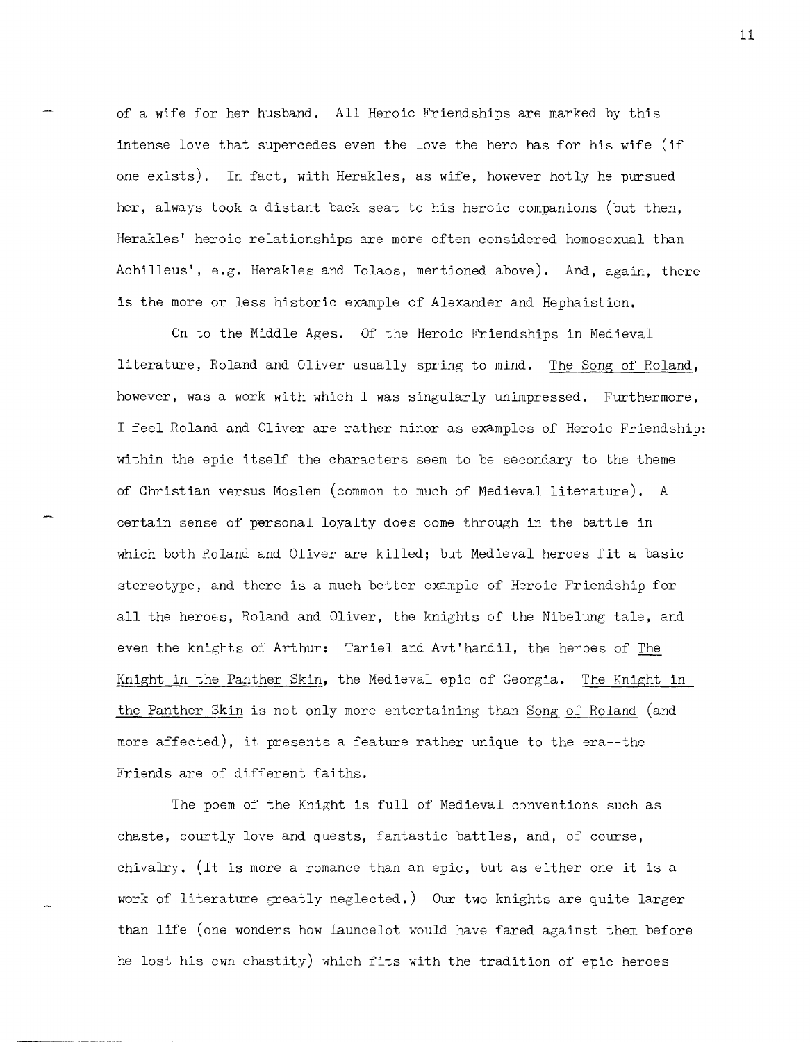of a wife for her husband. All Heroic Friendships are marked by this intense love that supercedes even the love the hero has for his wife (if one exists). In fact, with Herakles, as wife, however hotly he pursued her, always took a distant back seat to his heroic companions (but then, Herakles' heroic relationships are more often considered homosexual than Achilleus', e.g. Herakles and Iolaos, mentioned above). And, again, there is the more or less historic example of Alexander and Hephaistion.

On to the Middle Ages. Of the Heroic Friendships in Medieval literature, Roland and Oliver usually spring to mind. The Song of Roland, however, was a work with which I was singularly unimpressed. Furthermore, I feel Roland and Oliver are rather minor as examples of Heroic Friendship: within the epic itself the characters seem to be secondary to the theme of Christian versus Moslem (common to much of Medieval literature). A certain sense of personal loyalty does come through in the battle in which both Roland and Oliver are killed; but Medieval heroes fit a basic stereotype, and there is a much better example of Heroic Friendship for all the heroes, Roland and Oliver, the knights of the Nibelung tale, and even the knights of Arthur: Tariel and Avt'handil, the heroes of The Knight in the Panther Skin, the Medieval epic of Georgia. The Knight in the Panther Skin is not only more entertaining than Song of Roland (and more affected), it presents a feature rather unique to the era--the Friends are of different faiths.

The poem of the Knight is full of Medieval conventions such as chaste, courtly love and quests, fantastic battles, and, of course, chivalry. (It is more a romance than an epic, but as either one it is a work of literature greatly neglected.) Our two knights are quite larger than life (one wonders how Launcelot would have fared against them before he lost his own chastity) which fits with the tradition of epic heroes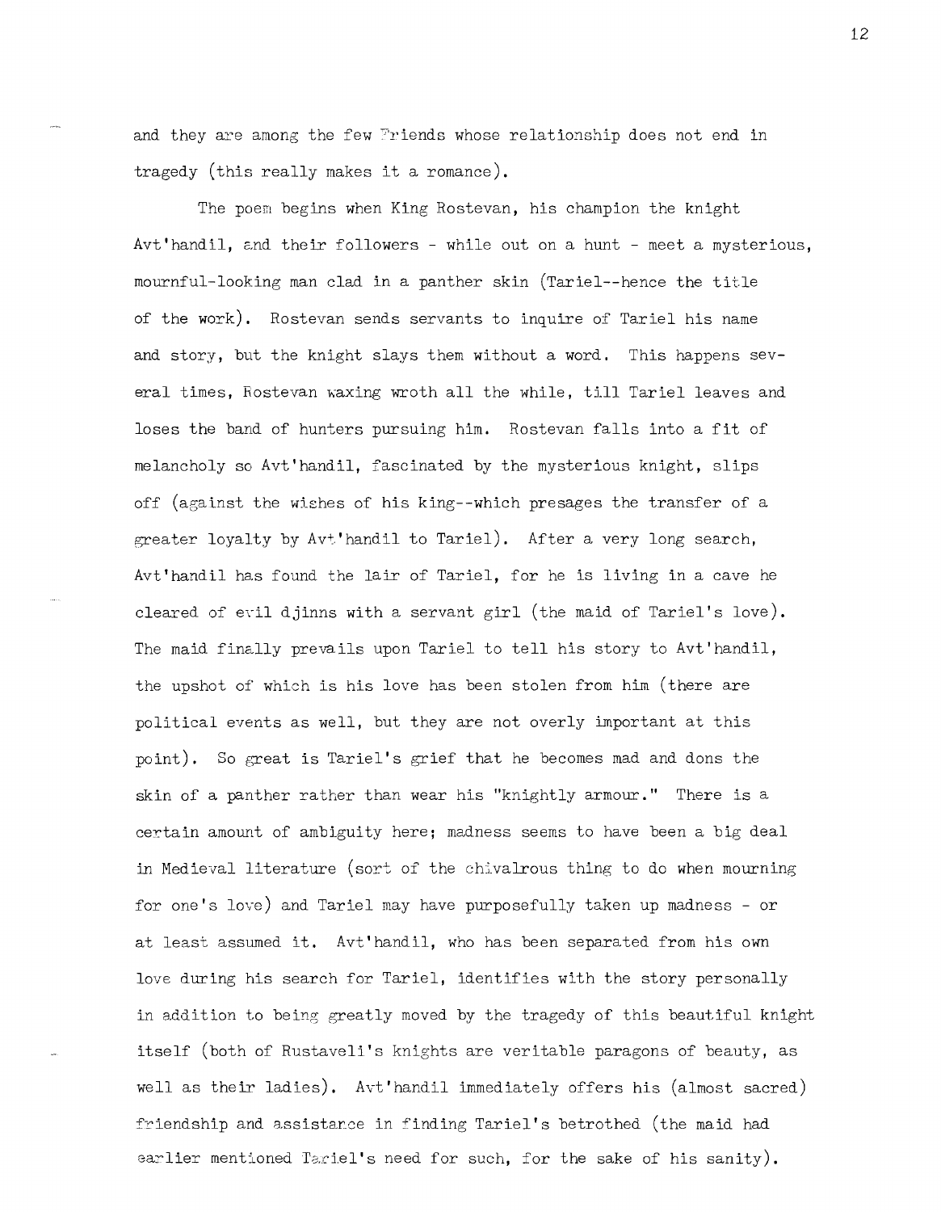and they are among the few Friends whose relationship does not end in tragedy (this really makes it a romance).

The poem begins when King Rostevan, his champion the knight Avt'handil, and their followers - while out on a hunt - meet a mysterious, mournful-looking man clad in a panther skin (Tariel--hence the title of the work). Rostevan sends servants to inquire of Tariel his name and story, but the knight slays them without a word. This happens several times, Rostevan waxing wroth all the while, till Tariel leaves and loses the band of hunters pursuing him. Rostevan falls into a fit of melancholy so Avt'handil, fascinated by the mysterious knight, slips off (against the wishes of his king--which presages the transfer of a greater loyalty by Avt'handil to Tariel). After a very long search, Avt'handil has found the lair of Tariel, for he is living in a cave he cleared of evil djinns with a servant girl (the maid of Tariel's love). The maid finally prevails upon Tariel to tell his story to Avt'handil, the upshot of which is his love has been stolen from him (there are political events as well, but they are not overly important at this point). So great is Tariel's grief that he becomes mad and dons the skin of a panther rather than wear his "knightly armour." There is a certain amount of ambiguity here; madness seems to have been a big deal in Medieval literature (sort of the chivalrous thing to do when mourning for one's love) and Tariel may have purposefully taken up madness - or at least assumed it. Avt'handil, who has been separated from his own love during his search for Tariel, identifies with the story personally in addition to being greatly moved by the tragedy of this beautiful knight itself (both of Rustaveli's knights are veritable paragons of beauty, as well as their ladies). Avt'handil immediately offers his (almost sacred) friendship and assistance in finding Tariel's betrothed (the maid had earlier mentioned Tariel's need for such, for the sake of his sanity).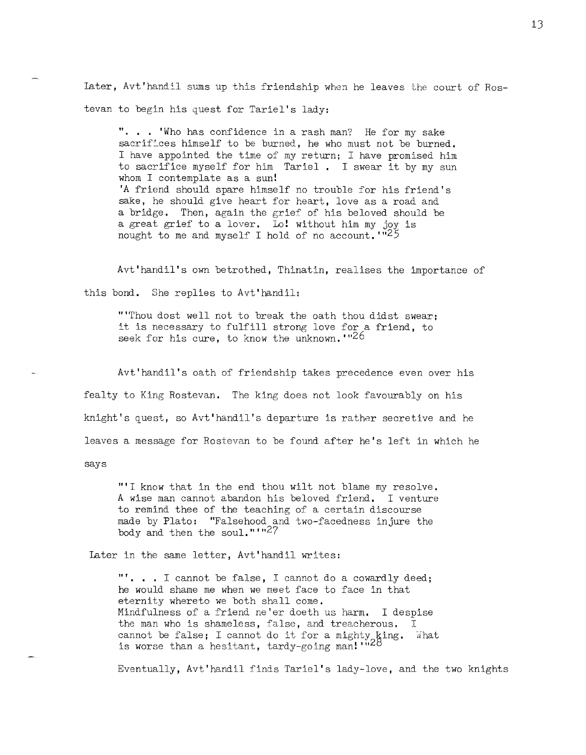Later, Avt'handil sums up this friendship when he leaves the court of Rostevan to begin his quest for Tariel's lady:

> ". . . 'Who has confidence in a rash man? He for my sake sacrifices himself to be burned, he who must not be burned. I have appointed the time of my return; I have promised him to sacrifice myself for him Tariel . I swear it by my sun whom I contemplate as a sun!
> 'A friend should spare himself no trouble for his friend's sake, he should give heart for heart, love as a road and a bridge. Then, again the grief of his beloved should be a great grief to a lover. Lo! without him my joy is nought to me and myself I hold of no account.'"[25]

Avt'handil's own betrothed, Thinatin, realises the importance of this bond. She replies to Avt'handil:

> "'Thou dost well not to break the oath thou didst swear; it is necessary to fulfill strong love for a friend, to seek for his cure, to know the unknown.'"[26]

Avt'handil's oath of friendship takes precedence even over his fealty to King Rostevan. The king does not look favourably on his knight's quest, so Avt'handil's departure is rather secretive and he leaves a message for Rostevan to be found after he's left in which he says

> "'I know that in the end thou wilt not blame my resolve. A wise man cannot abandon his beloved friend. I venture to remind thee of the teaching of a certain discourse made by Plato: "Falsehood and two-facedness injure the body and then the soul."'"[27]

Later in the same letter, Avt'handil writes:

> "'. . . I cannot be false, I cannot do a cowardly deed; he would shame me when we meet face to face in that eternity whereto we both shall come.
> Mindfulness of a friend ne'er doeth us harm. I despise the man who is shameless, false, and treacherous. I cannot be false; I cannot do it for a mighty king. What is worse than a hesitant, tardy-going man!'"[28]

Eventually, Avt'handil finds Tariel's lady-love, and the two knights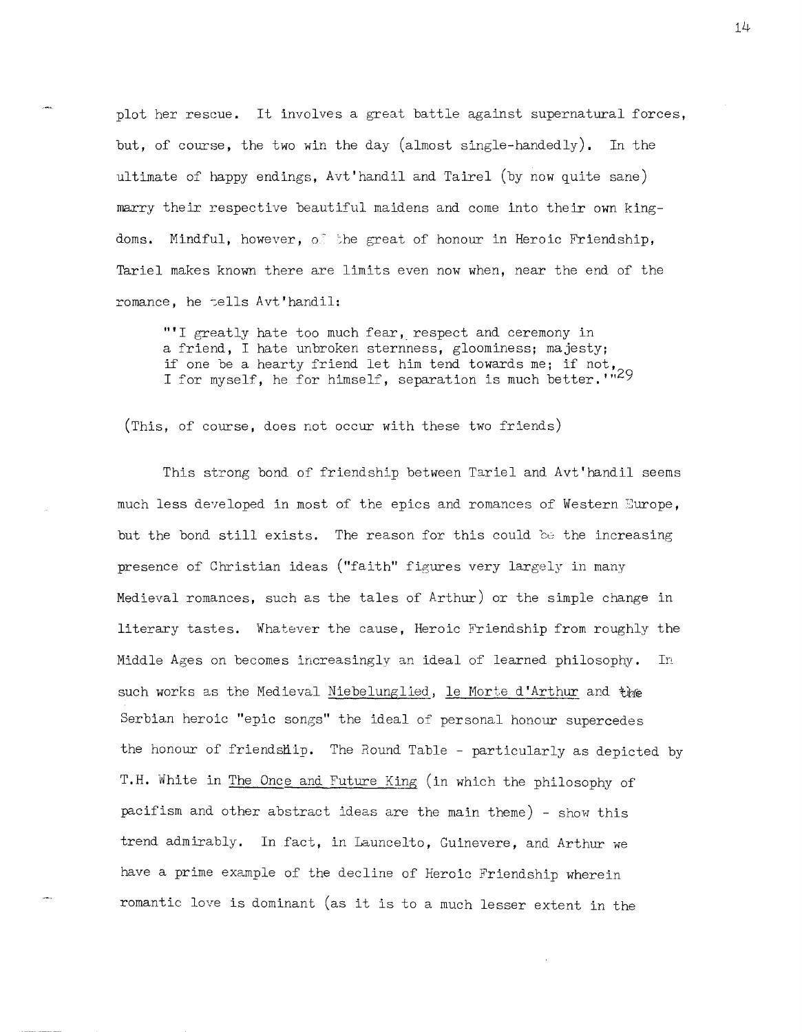plot her rescue. It involves a great battle against supernatural forces, but, of course, the two win the day (almost single-handedly). In the ultimate of happy endings, Avt'handil and Tairel (by now quite sane) marry their respective beautiful maidens and come into their own kingdoms. Mindful, however, of the great of honour in Heroic Friendship, Tariel makes known there are limits even now when, near the end of the romance, he tells Avt'handil:

> "'I greatly hate too much fear, respect and ceremony in a friend, I hate unbroken sternness, gloominess; majesty; if one be a hearty friend let him tend towards me; if not, I for myself, he for himself, separation is much better.'"[29]

(This, of course, does not occur with these two friends)

This strong bond of friendship between Tariel and Avt'handil seems much less developed in most of the epics and romances of Western Europe, but the bond still exists. The reason for this could be the increasing presence of Christian ideas ("faith" figures very largely in many Medieval romances, such as the tales of Arthur) or the simple change in literary tastes. Whatever the cause, Heroic Friendship from roughly the Middle Ages on becomes increasingly an ideal of learned philosophy. In such works as the Medieval Niebelunglied, le Morte d'Arthur and the Serbian heroic "epic songs" the ideal of personal honour supercedes the honour of friendship. The Round Table - particularly as depicted by T.H. White in The Once and Future King (in which the philosophy of pacifism and other abstract ideas are the main theme) - show this trend admirably. In fact, in Launcelto, Guinevere, and Arthur we have a prime example of the decline of Heroic Friendship wherein romantic love is dominant (as it is to a much lesser extent in the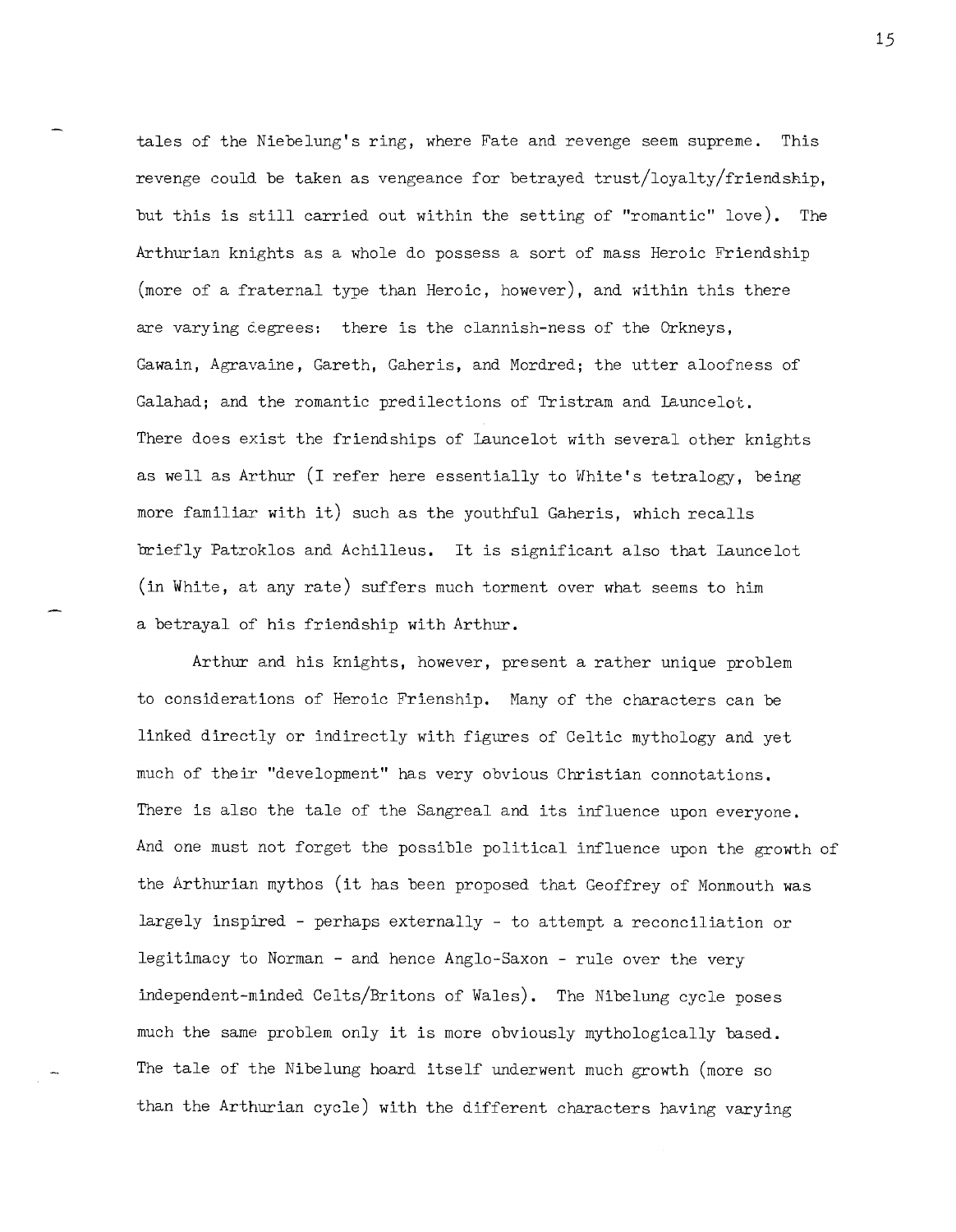tales of the Niebelung's ring, where Fate and revenge seem supreme. This revenge could be taken as vengeance for betrayed trust/loyalty/friendship, but this is still carried out within the setting of "romantic" love). The Arthurian knights as a whole do possess a sort of mass Heroic Friendship (more of a fraternal type than Heroic, however), and within this there are varying degrees: there is the clannish-ness of the Orkneys, Gawain, Agravaine, Gareth, Gaheris, and Mordred; the utter aloofness of Galahad; and the romantic predilections of Tristram and Launcelot. There does exist the friendships of Launcelot with several other knights as well as Arthur (I refer here essentially to White's tetralogy, being more familiar with it) such as the youthful Gaheris, which recalls briefly Patroklos and Achilleus. It is significant also that Launcelot (in White, at any rate) suffers much torment over what seems to him a betrayal of his friendship with Arthur.

Arthur and his knights, however, present a rather unique problem to considerations of Heroic Frienship. Many of the characters can be linked directly or indirectly with figures of Celtic mythology and yet much of their "development" has very obvious Christian connotations. There is also the tale of the Sangreal and its influence upon everyone. And one must not forget the possible political influence upon the growth of the Arthurian mythos (it has been proposed that Geoffrey of Monmouth was largely inspired - perhaps externally - to attempt a reconciliation or legitimacy to Norman - and hence Anglo-Saxon - rule over the very independent-minded Celts/Britons of Wales). The Nibelung cycle poses much the same problem only it is more obviously mythologically based. The tale of the Nibelung hoard itself underwent much growth (more so than the Arthurian cycle) with the different characters having varying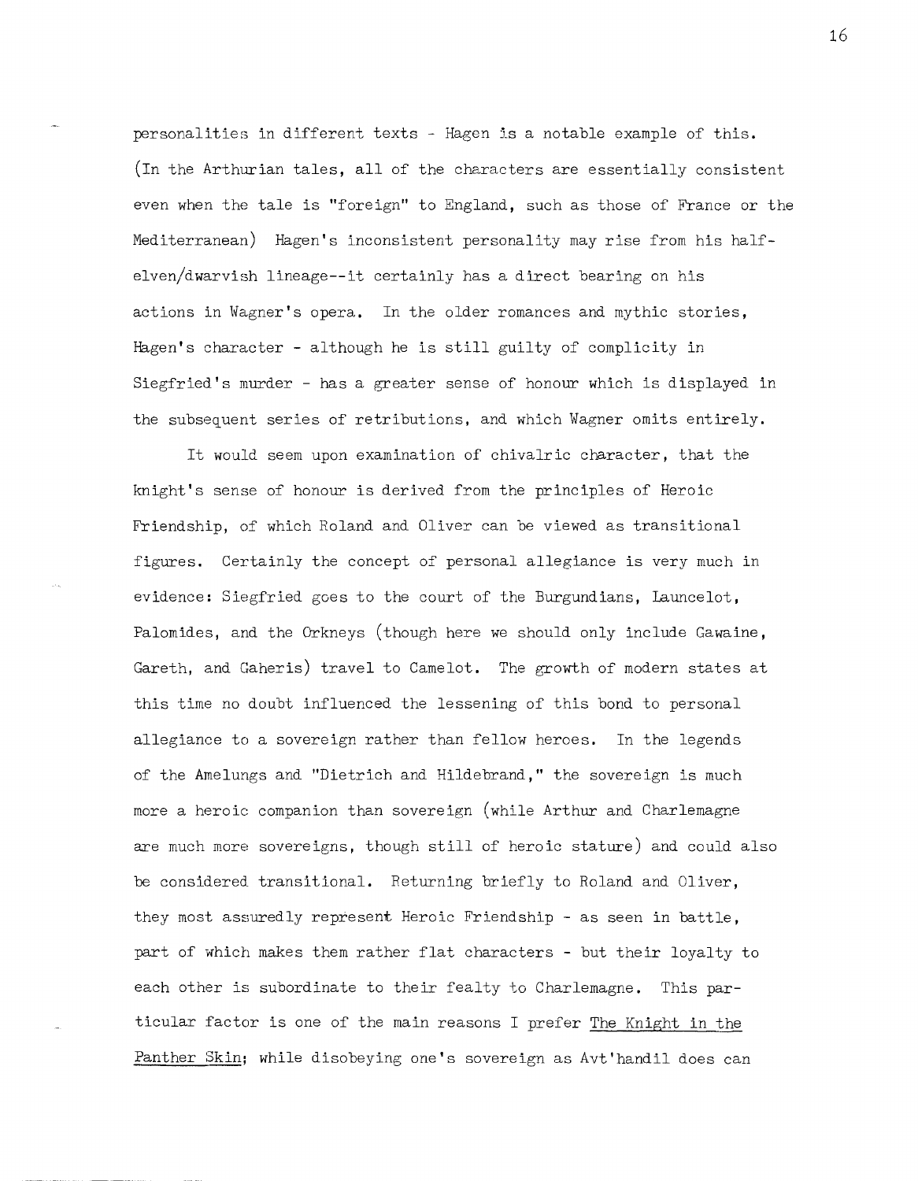personalities in different texts - Hagen is a notable example of this. (In the Arthurian tales, all of the characters are essentially consistent even when the tale is "foreign" to England, such as those of France or the Mediterranean) Hagen's inconsistent personality may rise from his half-elven/dwarvish lineage--it certainly has a direct bearing on his actions in Wagner's opera. In the older romances and mythic stories, Hagen's character - although he is still guilty of complicity in Siegfried's murder - has a greater sense of honour which is displayed in the subsequent series of retributions, and which Wagner omits entirely.

It would seem upon examination of chivalric character, that the knight's sense of honour is derived from the principles of Heroic Friendship, of which Roland and Oliver can be viewed as transitional figures. Certainly the concept of personal allegiance is very much in evidence: Siegfried goes to the court of the Burgundians, Launcelot, Palomides, and the Orkneys (though here we should only include Gawaine, Gareth, and Gaheris) travel to Camelot. The growth of modern states at this time no doubt influenced the lessening of this bond to personal allegiance to a sovereign rather than fellow heroes. In the legends of the Amelungs and "Dietrich and Hildebrand," the sovereign is much more a heroic companion than sovereign (while Arthur and Charlemagne are much more sovereigns, though still of heroic stature) and could also be considered transitional. Returning briefly to Roland and Oliver, they most assuredly represent Heroic Friendship - as seen in battle, part of which makes them rather flat characters - but their loyalty to each other is subordinate to their fealty to Charlemagne. This particular factor is one of the main reasons I prefer _The Knight in the Panther Skin_; while disobeying one's sovereign as Avt'handil does can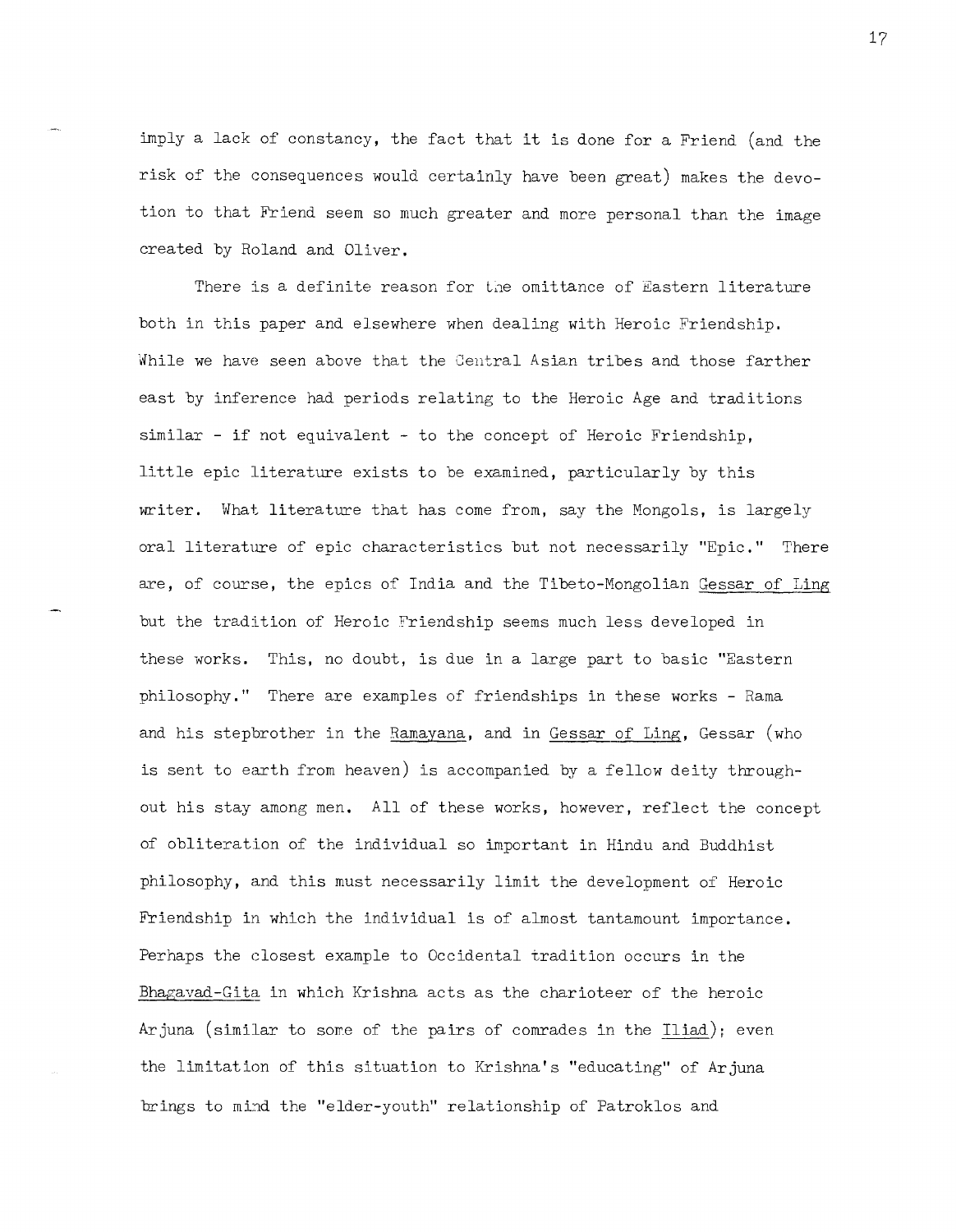imply a lack of constancy, the fact that it is done for a Friend (and the risk of the consequences would certainly have been great) makes the devotion to that Friend seem so much greater and more personal than the image created by Roland and Oliver.

There is a definite reason for the omittance of Eastern literature both in this paper and elsewhere when dealing with Heroic Friendship. While we have seen above that the Central Asian tribes and those farther east by inference had periods relating to the Heroic Age and traditions similar - if not equivalent - to the concept of Heroic Friendship, little epic literature exists to be examined, particularly by this writer. What literature that has come from, say the Mongols, is largely oral literature of epic characteristics but not necessarily "Epic." There are, of course, the epics of India and the Tibeto-Mongolian *Gessar of Ling* but the tradition of Heroic Friendship seems much less developed in these works. This, no doubt, is due in a large part to basic "Eastern philosophy." There are examples of friendships in these works - Rama and his stepbrother in the *Ramayana*, and in *Gessar of Ling*, Gessar (who is sent to earth from heaven) is accompanied by a fellow deity throughout his stay among men. All of these works, however, reflect the concept of obliteration of the individual so important in Hindu and Buddhist philosophy, and this must necessarily limit the development of Heroic Friendship in which the individual is of almost tantamount importance. Perhaps the closest example to Occidental tradition occurs in the *Bhagavad-Gita* in which Krishna acts as the charioteer of the heroic Arjuna (similar to some of the pairs of comrades in the *Iliad*); even the limitation of this situation to Krishna's "educating" of Arjuna brings to mind the "elder-youth" relationship of Patroklos and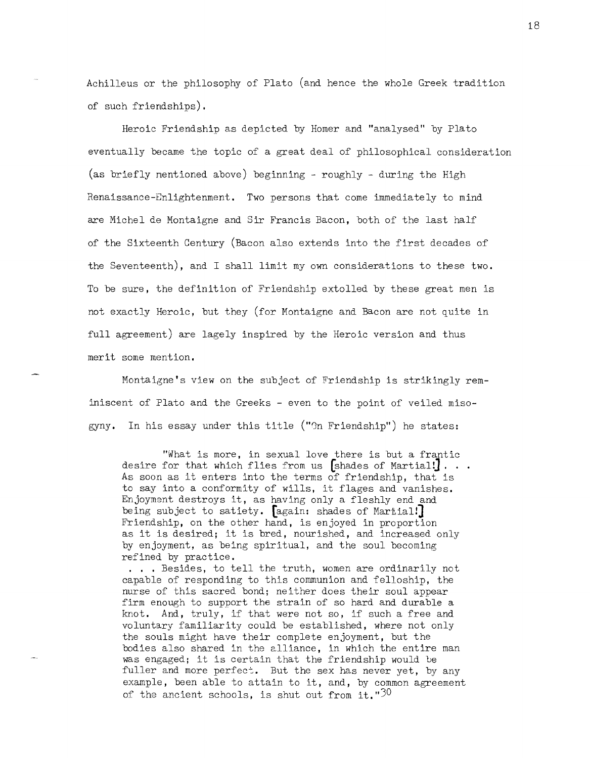Achilleus or the philosophy of Plato (and hence the whole Greek tradition of such friendships).

Heroic Friendship as depicted by Homer and "analysed" by Plato eventually became the topic of a great deal of philosophical consideration (as briefly mentioned above) beginning - roughly - during the High Renaissance-Enlightenment. Two persons that come immediately to mind are Michel de Montaigne and Sir Francis Bacon, both of the last half of the Sixteenth Century (Bacon also extends into the first decades of the Seventeenth), and I shall limit my own considerations to these two. To be sure, the definition of Friendship extolled by these great men is not exactly Heroic, but they (for Montaigne and Bacon are not quite in full agreement) are lagely inspired by the Heroic version and thus merit some mention.

Montaigne's view on the subject of Friendship is strikingly reminiscent of Plato and the Greeks - even to the point of veiled misogyny. In his essay under this title ("On Friendship") he states:

> "What is more, in sexual love there is but a frantic desire for that which flies from us [shades of Martial!] . . . As soon as it enters into the terms of friendship, that is to say into a conformity of wills, it flages and vanishes. Enjoyment destroys it, as having only a fleshly end and being subject to satiety. [again: shades of Martial!] Friendship, on the other hand, is enjoyed in proportion as it is desired; it is bred, nourished, and increased only by enjoyment, as being spiritual, and the soul becoming refined by practice.
> . . . Besides, to tell the truth, women are ordinarily not capable of responding to this communion and felloship, the nurse of this sacred bond; neither does their soul appear firm enough to support the strain of so hard and durable a knot. And, truly, if that were not so, if such a free and voluntary familiarity could be established, where not only the souls might have their complete enjoyment, but the bodies also shared in the alliance, in which the entire man was engaged; it is certain that the friendship would be fuller and more perfect. But the sex has never yet, by any example, been able to attain to it, and, by common agreement of the ancient schools, is shut out from it."[30]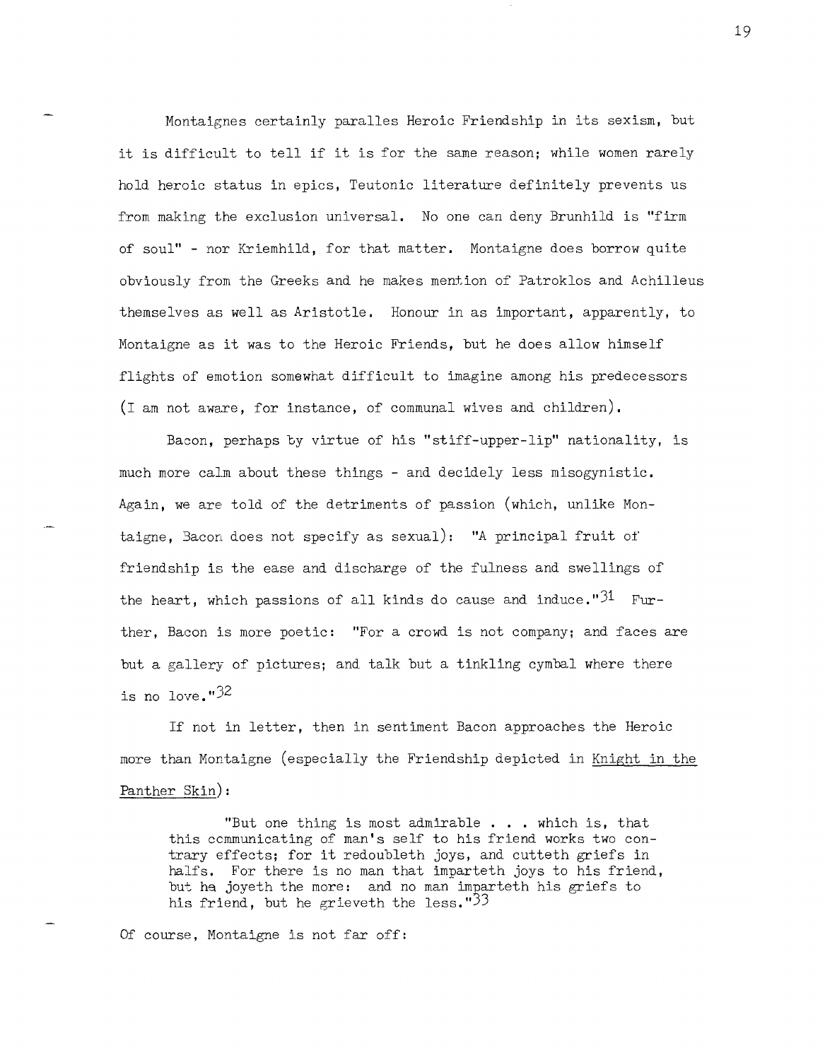Montaignes certainly paralles Heroic Friendship in its sexism, but it is difficult to tell if it is for the same reason; while women rarely hold heroic status in epics, Teutonic literature definitely prevents us from making the exclusion universal. No one can deny Brunhild is "firm of soul" - nor Kriemhild, for that matter. Montaigne does borrow quite obviously from the Greeks and he makes mention of Patroklos and Achilleus themselves as well as Aristotle. Honour in as important, apparently, to Montaigne as it was to the Heroic Friends, but he does allow himself flights of emotion somewhat difficult to imagine among his predecessors (I am not aware, for instance, of communal wives and children).

Bacon, perhaps by virtue of his "stiff-upper-lip" nationality, is much more calm about these things - and decidely less misogynistic. Again, we are told of the detriments of passion (which, unlike Montaigne, Bacon does not specify as sexual): "A principal fruit of friendship is the ease and discharge of the fulness and swellings of the heart, which passions of all kinds do cause and induce."[31] Further, Bacon is more poetic: "For a crowd is not company; and faces are but a gallery of pictures; and talk but a tinkling cymbal where there is no love."[32]

If not in letter, then in sentiment Bacon approaches the Heroic more than Montaigne (especially the Friendship depicted in Knight in the Panther Skin):

> "But one thing is most admirable . . . which is, that this communicating of man's self to his friend works two contrary effects; for it redoubleth joys, and cutteth griefs in halfs. For there is no man that imparteth joys to his friend, but he joyeth the more: and no man imparteth his griefs to his friend, but he grieveth the less."[33]

Of course, Montaigne is not far off: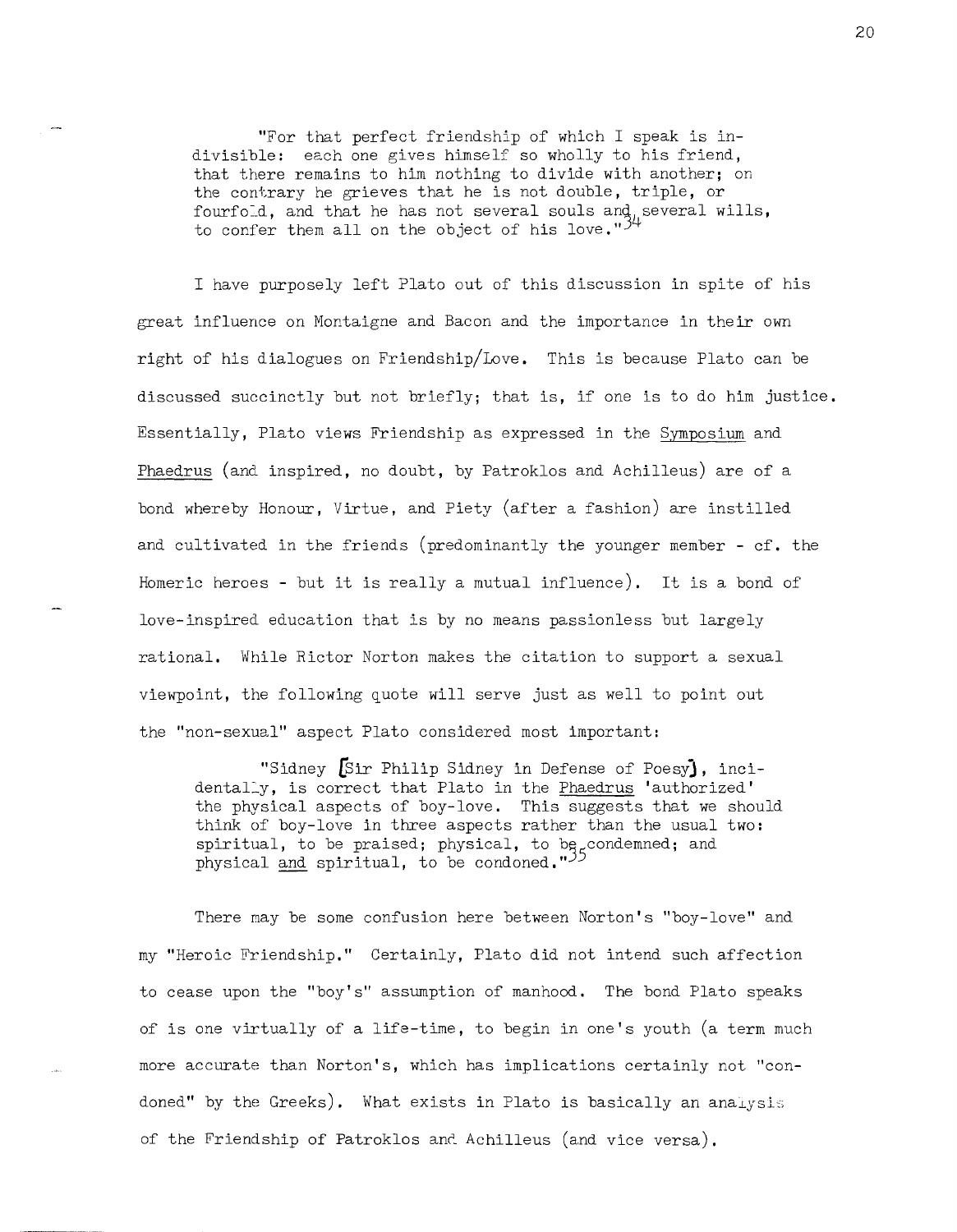> "For that perfect friendship of which I speak is indivisible: each one gives himself so wholly to his friend, that there remains to him nothing to divide with another; on the contrary he grieves that he is not double, triple, or fourfold, and that he has not several souls and several wills, to confer them all on the object of his love."[34]

I have purposely left Plato out of this discussion in spite of his great influence on Montaigne and Bacon and the importance in their own right of his dialogues on Friendship/Love. This is because Plato can be discussed succinctly but not briefly; that is, if one is to do him justice. Essentially, Plato views Friendship as expressed in the Symposium and Phaedrus (and inspired, no doubt, by Patroklos and Achilleus) are of a bond whereby Honour, Virtue, and Piety (after a fashion) are instilled and cultivated in the friends (predominantly the younger member - cf. the Homeric heroes - but it is really a mutual influence). It is a bond of love-inspired education that is by no means passionless but largely rational. While Rictor Norton makes the citation to support a sexual viewpoint, the following quote will serve just as well to point out the "non-sexual" aspect Plato considered most important:

> "Sidney [Sir Philip Sidney in Defense of Poesy], incidentally, is correct that Plato in the Phaedrus 'authorized' the physical aspects of boy-love. This suggests that we should think of boy-love in three aspects rather than the usual two: spiritual, to be praised; physical, to be condemned; and physical and spiritual, to be condoned."[35]

There may be some confusion here between Norton's "boy-love" and my "Heroic Friendship." Certainly, Plato did not intend such affection to cease upon the "boy's" assumption of manhood. The bond Plato speaks of is one virtually of a life-time, to begin in one's youth (a term much more accurate than Norton's, which has implications certainly not "condoned" by the Greeks). What exists in Plato is basically an analysis of the Friendship of Patroklos and Achilleus (and vice versa).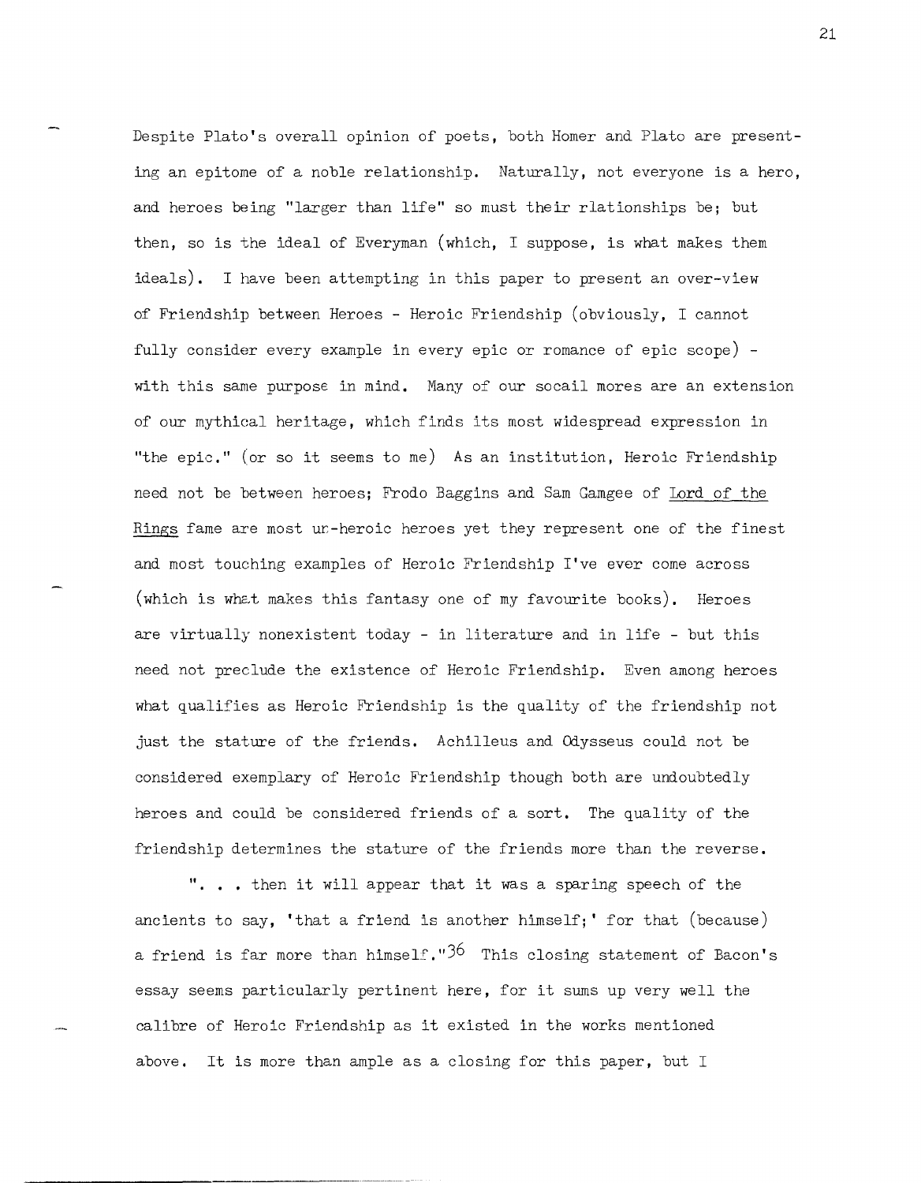Despite Plato's overall opinion of poets, both Homer and Plato are presenting an epitome of a noble relationship. Naturally, not everyone is a hero, and heroes being "larger than life" so must their rlationships be; but then, so is the ideal of Everyman (which, I suppose, is what makes them ideals). I have been attempting in this paper to present an over-view of Friendship between Heroes - Heroic Friendship (obviously, I cannot fully consider every example in every epic or romance of epic scope) - with this same purpose in mind. Many of our socail mores are an extension of our mythical heritage, which finds its most widespread expression in "the epic." (or so it seems to me) As an institution, Heroic Friendship need not be between heroes; Frodo Baggins and Sam Gamgee of Lord of the Rings fame are most un-heroic heroes yet they represent one of the finest and most touching examples of Heroic Friendship I've ever come across (which is what makes this fantasy one of my favourite books). Heroes are virtually nonexistent today - in literature and in life - but this need not preclude the existence of Heroic Friendship. Even among heroes what qualifies as Heroic Friendship is the quality of the friendship not just the stature of the friends. Achilleus and Odysseus could not be considered exemplary of Heroic Friendship though both are undoubtedly heroes and could be considered friends of a sort. The quality of the friendship determines the stature of the friends more than the reverse.

". . . then it will appear that it was a sparing speech of the ancients to say, 'that a friend is another himself;' for that (because) a friend is far more than himself."[36] This closing statement of Bacon's essay seems particularly pertinent here, for it sums up very well the calibre of Heroic Friendship as it existed in the works mentioned above. It is more than ample as a closing for this paper, but I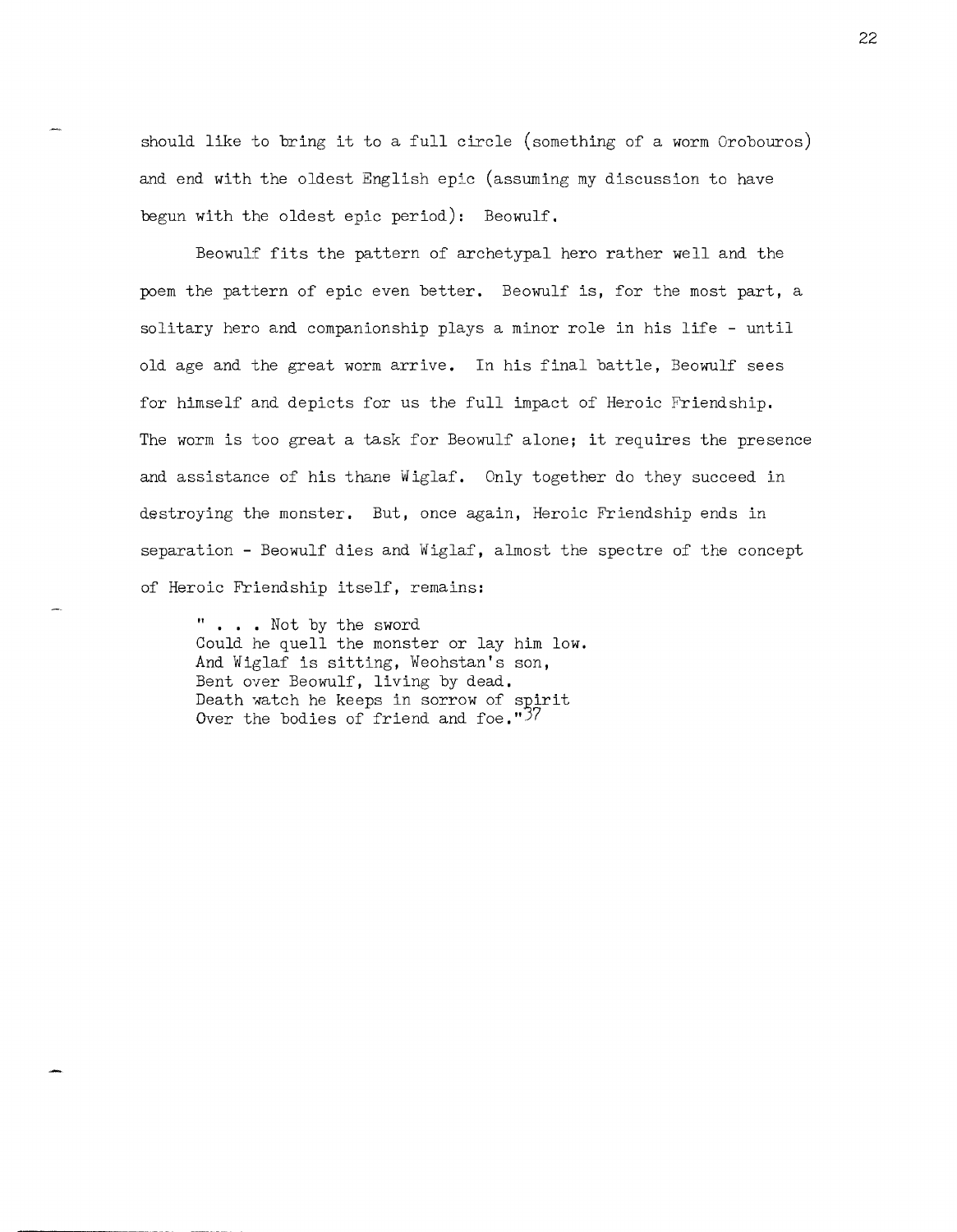should like to bring it to a full circle (something of a worm Orobouros) and end with the oldest English epic (assuming my discussion to have begun with the oldest epic period): Beowulf.

Beowulf fits the pattern of archetypal hero rather well and the poem the pattern of epic even better. Beowulf is, for the most part, a solitary hero and companionship plays a minor role in his life - until old age and the great worm arrive. In his final battle, Beowulf sees for himself and depicts for us the full impact of Heroic Friendship. The worm is too great a task for Beowulf alone; it requires the presence and assistance of his thane Wiglaf. Only together do they succeed in destroying the monster. But, once again, Heroic Friendship ends in separation - Beowulf dies and Wiglaf, almost the spectre of the concept of Heroic Friendship itself, remains:

> " . . . Not by the sword
> Could he quell the monster or lay him low.
> And Wiglaf is sitting, Weohstan's son,
> Bent over Beowulf, living by dead.
> Death watch he keeps in sorrow of spirit
> Over the bodies of friend and foe."[37]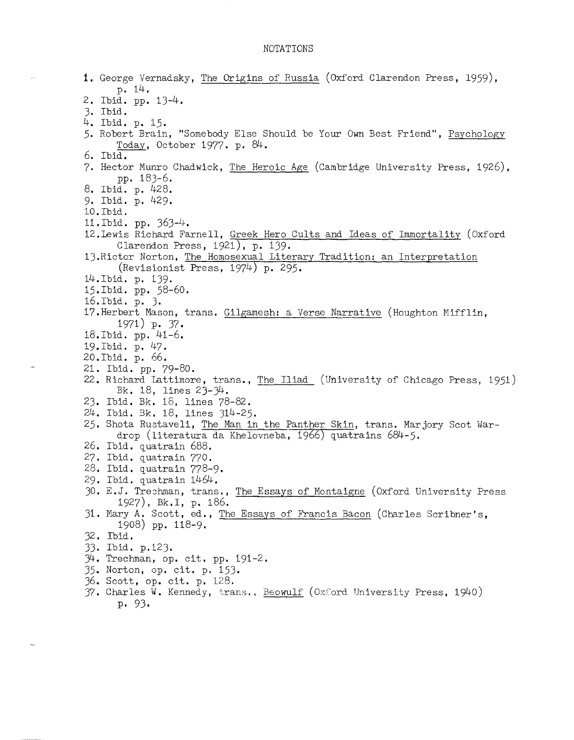# NOTATIONS

1. George Vernadsky, The Origins of Russia (Oxford Clarendon Press, 1959), p. 14.
2. Ibid. pp. 13-4.
3. Ibid.
4. Ibid. p. 15.
5. Robert Brain, "Somebody Else Should be Your Own Best Friend", Psychology Today, October 1977. p. 84.
6. Ibid.
7. Hector Munro Chadwick, The Heroic Age (Cambridge University Press, 1926), pp. 183-6.
8. Ibid. p. 428.
9. Ibid. p. 429.
10. Ibid.
11. Ibid. pp. 363-4.
12. Lewis Richard Farnell, Greek Hero Cults and Ideas of Immortality (Oxford Clarendon Press, 1921), p. 139.
13. Rictor Norton, The Homosexual Literary Tradition: an Interpretation (Revisionist Press, 1974) p. 295.
14. Ibid. p. 139.
15. Ibid. pp. 58-60.
16. Ibid. p. 3.
17. Herbert Mason, trans. Gilgamesh: a Verse Narrative (Houghton Mifflin, 1971) p. 37.
18. Ibid. pp. 41-6.
19. Ibid. p. 47.
20. Ibid. p. 66.
21. Ibid. pp. 79-80.
22. Richard Lattimore, trans., The Iliad (University of Chicago Press, 1951) Bk. 18, lines 23-34.
23. Ibid. Bk. 16, lines 78-82.
24. Ibid. Bk. 18, lines 314-25.
25. Shota Rustaveli, The Man in the Panther Skin, trans. Marjory Scot Wardrop (literatura da Khelovneba, 1966) quatrains 684-5.
26. Ibid. quatrain 688.
27. Ibid. quatrain 770.
28. Ibid. quatrain 778-9.
29. Ibid. quatrain 1464.
30. E.J. Trechman, trans., The Essays of Montaigne (Oxford University Press 1927), Bk.I, p. 186.
31. Mary A. Scott, ed., The Essays of Francis Bacon (Charles Scribner's, 1908) pp. 118-9.
32. Ibid.
33. Ibid. p.123.
34. Trechman, op. cit. pp. 191-2.
35. Norton, op. cit. p. 153.
36. Scott, op. cit. p. 128.
37. Charles W. Kennedy, trans., Beowulf (Oxford University Press, 1940) p. 93.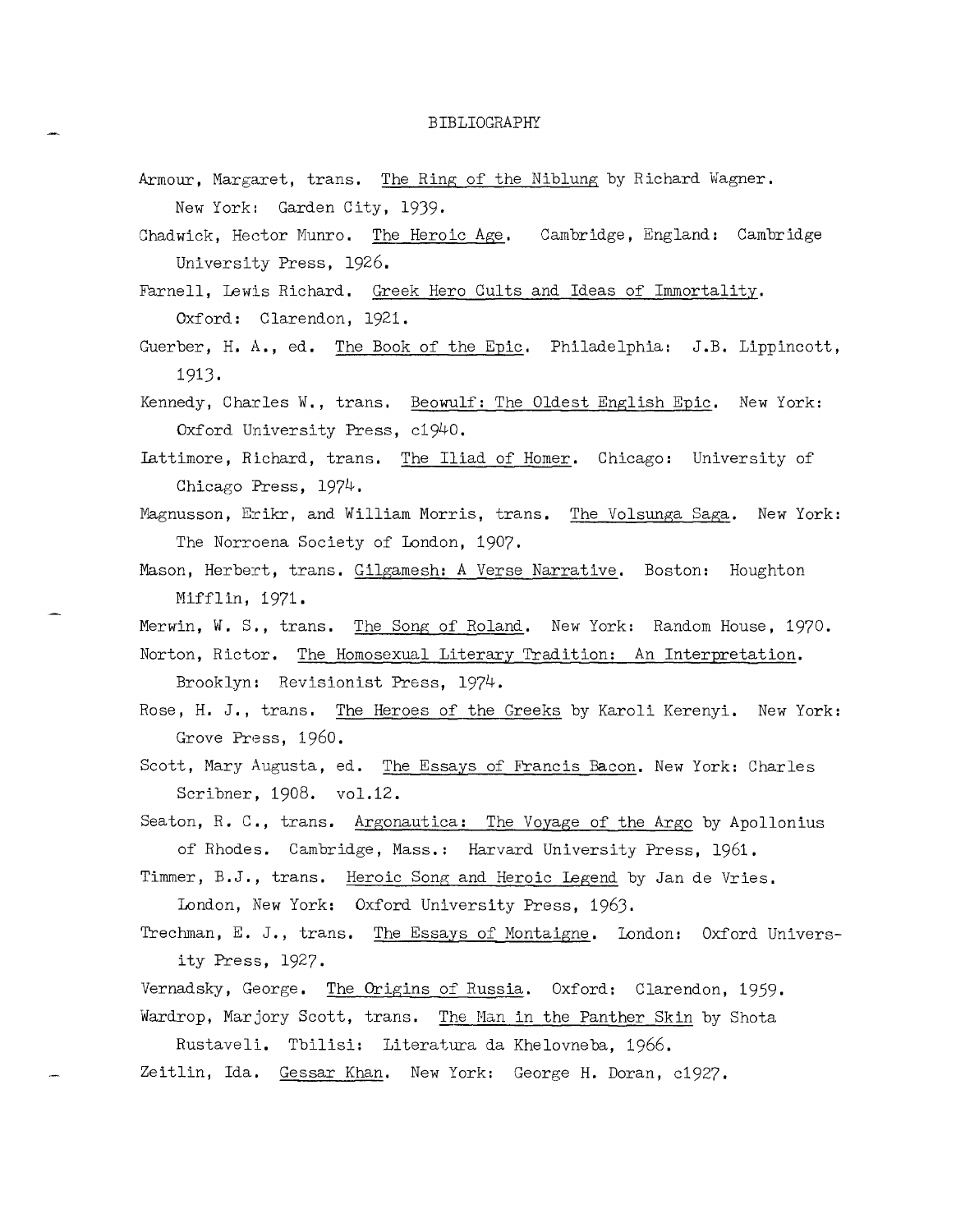# BIBLIOGRAPHY

Armour, Margaret, trans. The Ring of the Niblung by Richard Wagner. New York: Garden City, 1939.

Chadwick, Hector Munro. The Heroic Age. Cambridge, England: Cambridge University Press, 1926.

Farnell, Lewis Richard. Greek Hero Cults and Ideas of Immortality. Oxford: Clarendon, 1921.

Guerber, H. A., ed. The Book of the Epic. Philadelphia: J.B. Lippincott, 1913.

Kennedy, Charles W., trans. Beowulf: The Oldest English Epic. New York: Oxford University Press, c1940.

Lattimore, Richard, trans. The Iliad of Homer. Chicago: University of Chicago Press, 1974.

Magnusson, Erikr, and William Morris, trans. The Volsunga Saga. New York: The Norroena Society of London, 1907.

Mason, Herbert, trans. Gilgamesh: A Verse Narrative. Boston: Houghton Mifflin, 1971.

Merwin, W. S., trans. The Song of Roland. New York: Random House, 1970.

Norton, Rictor. The Homosexual Literary Tradition: An Interpretation. Brooklyn: Revisionist Press, 1974.

Rose, H. J., trans. The Heroes of the Greeks by Karoli Kerenyi. New York: Grove Press, 1960.

Scott, Mary Augusta, ed. The Essays of Francis Bacon. New York: Charles Scribner, 1908. vol.12.

Seaton, R. C., trans. Argonautica: The Voyage of the Argo by Apollonius of Rhodes. Cambridge, Mass.: Harvard University Press, 1961.

Timmer, B.J., trans. Heroic Song and Heroic Legend by Jan de Vries. London, New York: Oxford University Press, 1963.

Trechman, E. J., trans. The Essays of Montaigne. London: Oxford University Press, 1927.

Vernadsky, George. The Origins of Russia. Oxford: Clarendon, 1959.

Wardrop, Marjory Scott, trans. The Man in the Panther Skin by Shota Rustaveli. Tbilisi: Literatura da Khelovneba, 1966.

Zeitlin, Ida. Gessar Khan. New York: George H. Doran, c1927.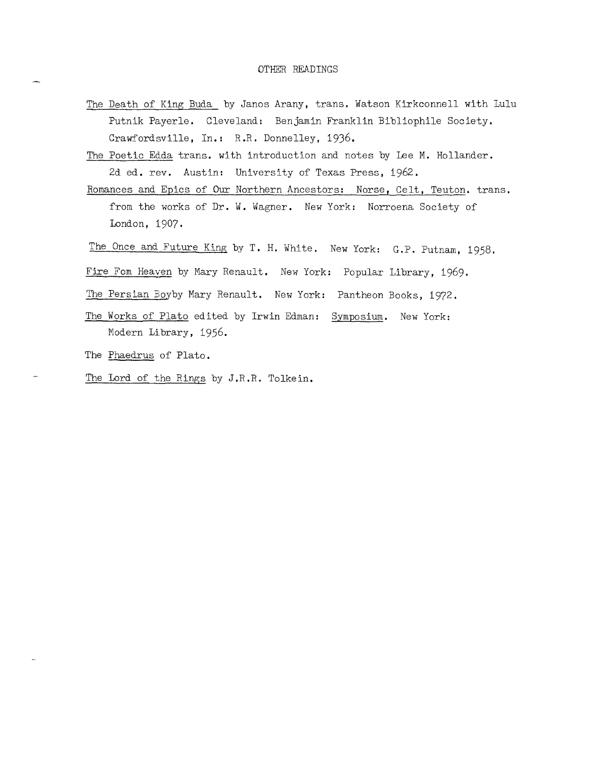# OTHER READINGS

The Death of King Buda by Janos Arany, trans. Watson Kirkconnell with Lulu Putnik Payerle. Cleveland: Benjamin Franklin Bibliophile Society. Crawfordsville, In.: R.R. Donnelley, 1936.

The Poetic Edda trans. with introduction and notes by Lee M. Hollander. 2d ed. rev. Austin: University of Texas Press, 1962.

Romances and Epics of Our Northern Ancestors: Norse, Celt, Teuton. trans. from the works of Dr. W. Wagner. New York: Norroena Society of London, 1907.

The Once and Future King by T. H. White. New York: G.P. Putnam, 1958.

Fire Fom Heaven by Mary Renault. New York: Popular Library, 1969.

The Persian Boyby Mary Renault. New York: Pantheon Books, 1972.

The Works of Plato edited by Irwin Edman: Symposium. New York: Modern Library, 1956.

The Phaedrus of Plato.

The Lord of the Rings by J.R.R. Tolkein.